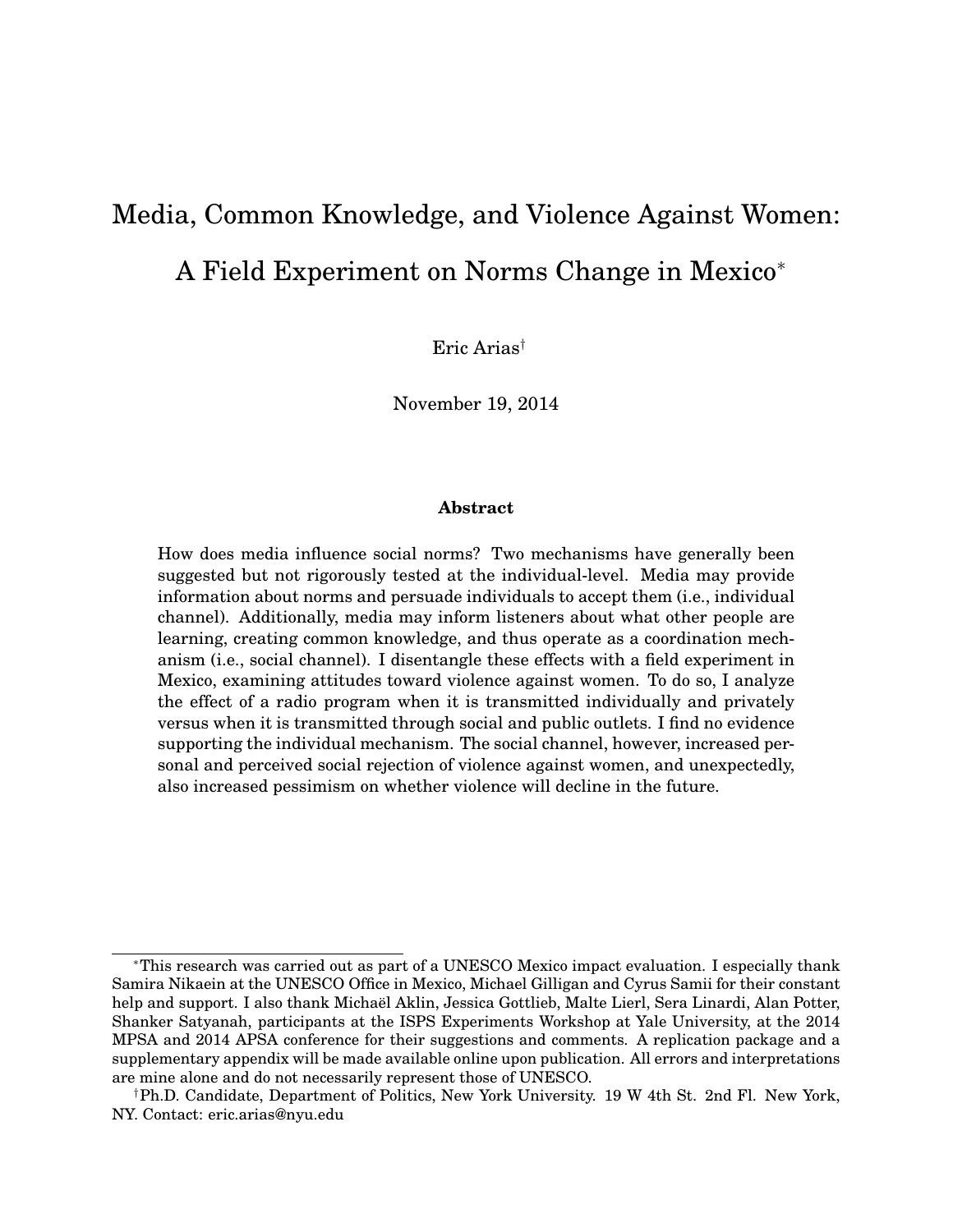# Media, Common Knowledge, and Violence Against Women: A Field Experiment on Norms Change in Mexico*

Eric Arias†

November 19, 2014

### Abstract

How does media influence social norms? Two mechanisms have generally been suggested but not rigorously tested at the individual-level. Media may provide information about norms and persuade individuals to accept them (i.e., individual channel). Additionally, media may inform listeners about what other people are learning, creating common knowledge, and thus operate as a coordination mechanism (i.e., social channel). I disentangle these effects with a field experiment in Mexico, examining attitudes toward violence against women. To do so, I analyze the effect of a radio program when it is transmitted individually and privately versus when it is transmitted through social and public outlets. I find no evidence supporting the individual mechanism. The social channel, however, increased personal and perceived social rejection of violence against women, and unexpectedly, also increased pessimism on whether violence will decline in the future.

---

*This research was carried out as part of a UNESCO Mexico impact evaluation. I especially thank Samira Nikaein at the UNESCO Office in Mexico, Michael Gilligan and Cyrus Samii for their constant help and support. I also thank Michaël Aklin, Jessica Gottlieb, Malte Lierl, Sera Linardi, Alan Potter, Shanker Satyanah, participants at the ISPS Experiments Workshop at Yale University, at the 2014 MPSA and 2014 APSA conference for their suggestions and comments. A replication package and a supplementary appendix will be made available online upon publication. All errors and interpretations are mine alone and do not necessarily represent those of UNESCO.

†Ph.D. Candidate, Department of Politics, New York University. 19 W 4th St. 2nd Fl. New York, NY. Contact: eric.arias@nyu.edu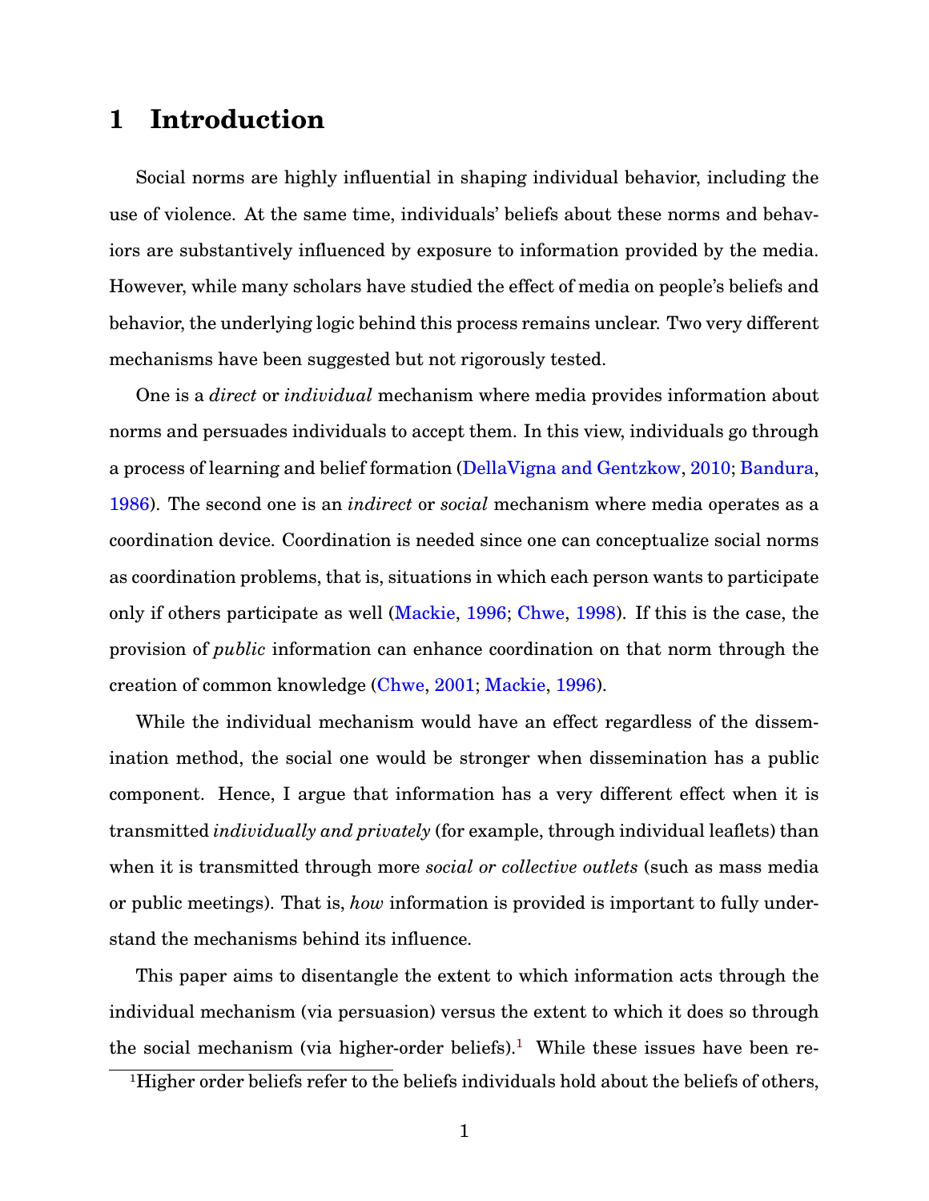# 1 Introduction

Social norms are highly influential in shaping individual behavior, including the use of violence. At the same time, individuals' beliefs about these norms and behaviors are substantively influenced by exposure to information provided by the media. However, while many scholars have studied the effect of media on people's beliefs and behavior, the underlying logic behind this process remains unclear. Two very different mechanisms have been suggested but not rigorously tested.

One is a *direct* or *individual* mechanism where media provides information about norms and persuades individuals to accept them. In this view, individuals go through a process of learning and belief formation (DellaVigna and Gentzkow, 2010; Bandura, 1986). The second one is an *indirect* or *social* mechanism where media operates as a coordination device. Coordination is needed since one can conceptualize social norms as coordination problems, that is, situations in which each person wants to participate only if others participate as well (Mackie, 1996; Chwe, 1998). If this is the case, the provision of *public* information can enhance coordination on that norm through the creation of common knowledge (Chwe, 2001; Mackie, 1996).

While the individual mechanism would have an effect regardless of the dissemination method, the social one would be stronger when dissemination has a public component. Hence, I argue that information has a very different effect when it is transmitted *individually and privately* (for example, through individual leaflets) than when it is transmitted through more *social or collective outlets* (such as mass media or public meetings). That is, *how* information is provided is important to fully understand the mechanisms behind its influence.

This paper aims to disentangle the extent to which information acts through the individual mechanism (via persuasion) versus the extent to which it does so through the social mechanism (via higher-order beliefs).[1] While these issues have been re-

[1]Higher order beliefs refer to the beliefs individuals hold about the beliefs of others,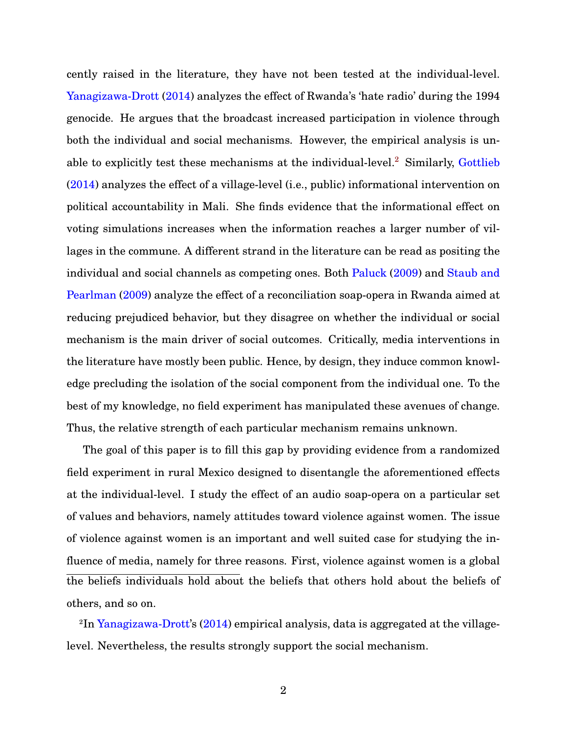cently raised in the literature, they have not been tested at the individual-level. Yanagizawa-Drott (2014) analyzes the effect of Rwanda's 'hate radio' during the 1994 genocide. He argues that the broadcast increased participation in violence through both the individual and social mechanisms. However, the empirical analysis is unable to explicitly test these mechanisms at the individual-level.[2] Similarly, Gottlieb (2014) analyzes the effect of a village-level (i.e., public) informational intervention on political accountability in Mali. She finds evidence that the informational effect on voting simulations increases when the information reaches a larger number of villages in the commune. A different strand in the literature can be read as positing the individual and social channels as competing ones. Both Paluck (2009) and Staub and Pearlman (2009) analyze the effect of a reconciliation soap-opera in Rwanda aimed at reducing prejudiced behavior, but they disagree on whether the individual or social mechanism is the main driver of social outcomes. Critically, media interventions in the literature have mostly been public. Hence, by design, they induce common knowledge precluding the isolation of the social component from the individual one. To the best of my knowledge, no field experiment has manipulated these avenues of change. Thus, the relative strength of each particular mechanism remains unknown.

The goal of this paper is to fill this gap by providing evidence from a randomized field experiment in rural Mexico designed to disentangle the aforementioned effects at the individual-level. I study the effect of an audio soap-opera on a particular set of values and behaviors, namely attitudes toward violence against women. The issue of violence against women is an important and well suited case for studying the influence of media, namely for three reasons. First, violence against women is a global

the beliefs individuals hold about the beliefs that others hold about the beliefs of others, and so on.

[2]In Yanagizawa-Drott's (2014) empirical analysis, data is aggregated at the village-level. Nevertheless, the results strongly support the social mechanism.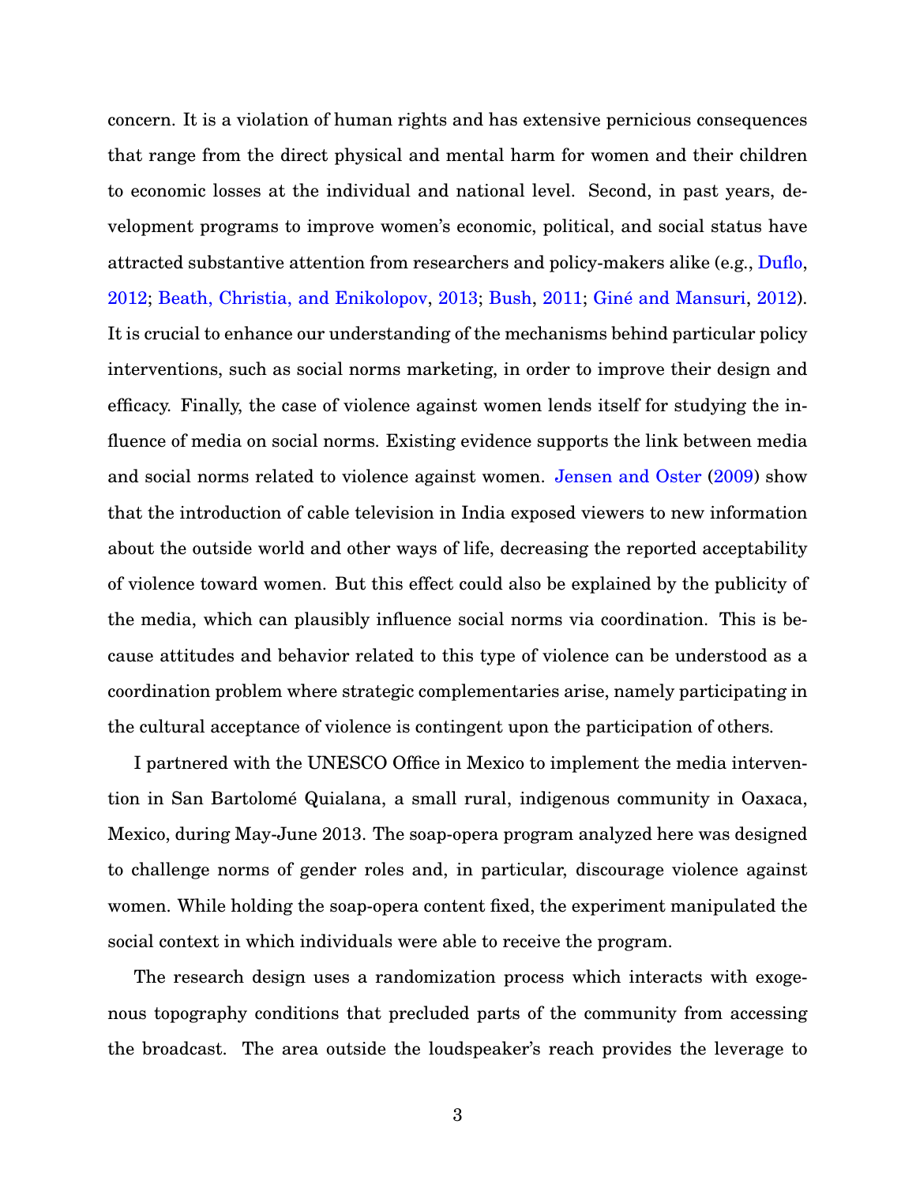concern. It is a violation of human rights and has extensive pernicious consequences that range from the direct physical and mental harm for women and their children to economic losses at the individual and national level. Second, in past years, development programs to improve women's economic, political, and social status have attracted substantive attention from researchers and policy-makers alike (e.g., Duflo, 2012; Beath, Christia, and Enikolopov, 2013; Bush, 2011; Giné and Mansuri, 2012). It is crucial to enhance our understanding of the mechanisms behind particular policy interventions, such as social norms marketing, in order to improve their design and efficacy. Finally, the case of violence against women lends itself for studying the influence of media on social norms. Existing evidence supports the link between media and social norms related to violence against women. Jensen and Oster (2009) show that the introduction of cable television in India exposed viewers to new information about the outside world and other ways of life, decreasing the reported acceptability of violence toward women. But this effect could also be explained by the publicity of the media, which can plausibly influence social norms via coordination. This is because attitudes and behavior related to this type of violence can be understood as a coordination problem where strategic complementaries arise, namely participating in the cultural acceptance of violence is contingent upon the participation of others.

I partnered with the UNESCO Office in Mexico to implement the media intervention in San Bartolomé Quialana, a small rural, indigenous community in Oaxaca, Mexico, during May-June 2013. The soap-opera program analyzed here was designed to challenge norms of gender roles and, in particular, discourage violence against women. While holding the soap-opera content fixed, the experiment manipulated the social context in which individuals were able to receive the program.

The research design uses a randomization process which interacts with exogenous topography conditions that precluded parts of the community from accessing the broadcast. The area outside the loudspeaker's reach provides the leverage to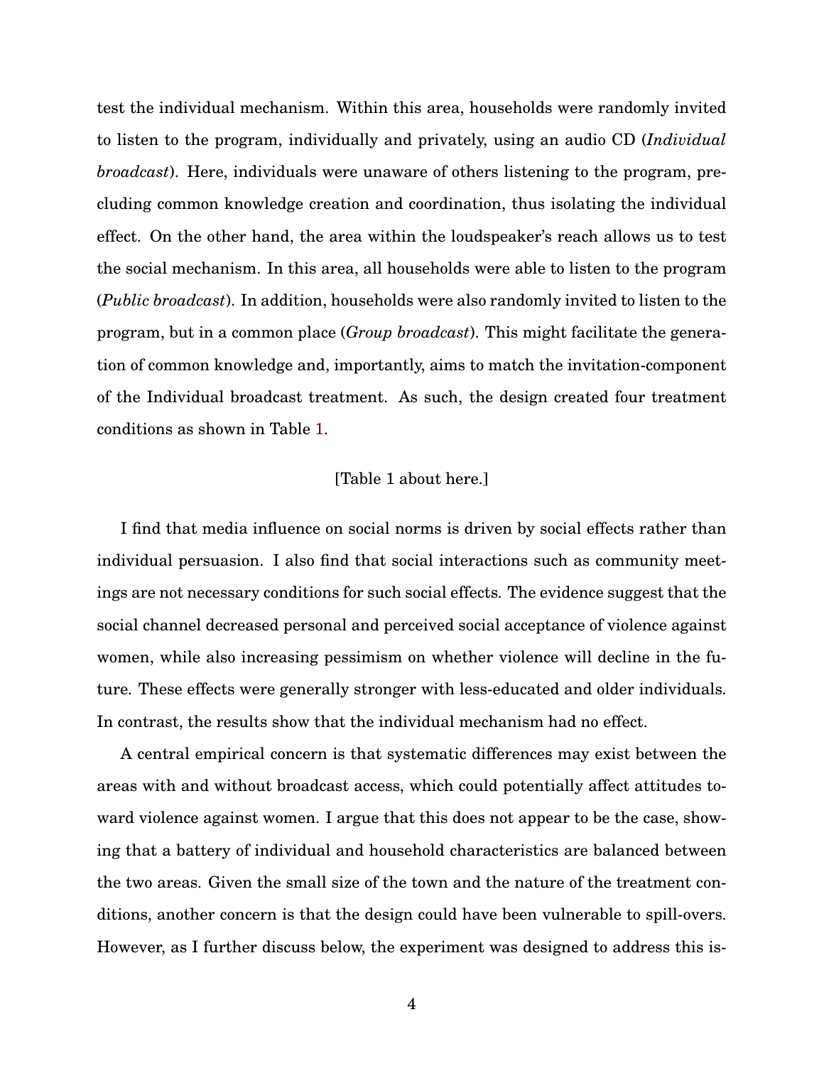test the individual mechanism. Within this area, households were randomly invited to listen to the program, individually and privately, using an audio CD (*Individual broadcast*). Here, individuals were unaware of others listening to the program, precluding common knowledge creation and coordination, thus isolating the individual effect. On the other hand, the area within the loudspeaker's reach allows us to test the social mechanism. In this area, all households were able to listen to the program (*Public broadcast*). In addition, households were also randomly invited to listen to the program, but in a common place (*Group broadcast*). This might facilitate the generation of common knowledge and, importantly, aims to match the invitation-component of the Individual broadcast treatment. As such, the design created four treatment conditions as shown in Table 1.

[Table 1 about here.]

I find that media influence on social norms is driven by social effects rather than individual persuasion. I also find that social interactions such as community meetings are not necessary conditions for such social effects. The evidence suggest that the social channel decreased personal and perceived social acceptance of violence against women, while also increasing pessimism on whether violence will decline in the future. These effects were generally stronger with less-educated and older individuals. In contrast, the results show that the individual mechanism had no effect.

A central empirical concern is that systematic differences may exist between the areas with and without broadcast access, which could potentially affect attitudes toward violence against women. I argue that this does not appear to be the case, showing that a battery of individual and household characteristics are balanced between the two areas. Given the small size of the town and the nature of the treatment conditions, another concern is that the design could have been vulnerable to spill-overs. However, as I further discuss below, the experiment was designed to address this is-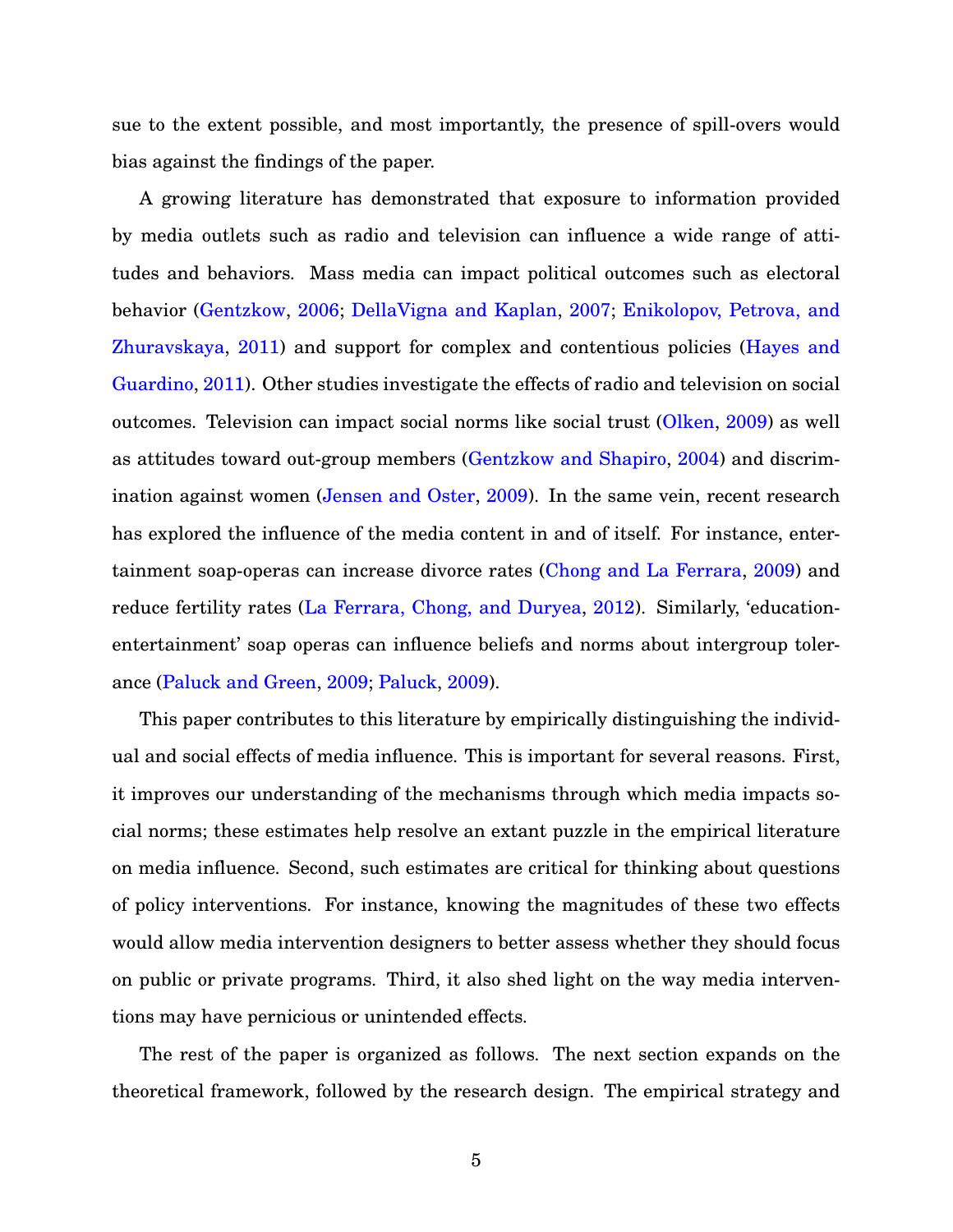sue to the extent possible, and most importantly, the presence of spill-overs would bias against the findings of the paper.

A growing literature has demonstrated that exposure to information provided by media outlets such as radio and television can influence a wide range of attitudes and behaviors. Mass media can impact political outcomes such as electoral behavior (Gentzkow, 2006; DellaVigna and Kaplan, 2007; Enikolopov, Petrova, and Zhuravskaya, 2011) and support for complex and contentious policies (Hayes and Guardino, 2011). Other studies investigate the effects of radio and television on social outcomes. Television can impact social norms like social trust (Olken, 2009) as well as attitudes toward out-group members (Gentzkow and Shapiro, 2004) and discrimination against women (Jensen and Oster, 2009). In the same vein, recent research has explored the influence of the media content in and of itself. For instance, entertainment soap-operas can increase divorce rates (Chong and La Ferrara, 2009) and reduce fertility rates (La Ferrara, Chong, and Duryea, 2012). Similarly, 'education-entertainment' soap operas can influence beliefs and norms about intergroup tolerance (Paluck and Green, 2009; Paluck, 2009).

This paper contributes to this literature by empirically distinguishing the individual and social effects of media influence. This is important for several reasons. First, it improves our understanding of the mechanisms through which media impacts social norms; these estimates help resolve an extant puzzle in the empirical literature on media influence. Second, such estimates are critical for thinking about questions of policy interventions. For instance, knowing the magnitudes of these two effects would allow media intervention designers to better assess whether they should focus on public or private programs. Third, it also shed light on the way media interventions may have pernicious or unintended effects.

The rest of the paper is organized as follows. The next section expands on the theoretical framework, followed by the research design. The empirical strategy and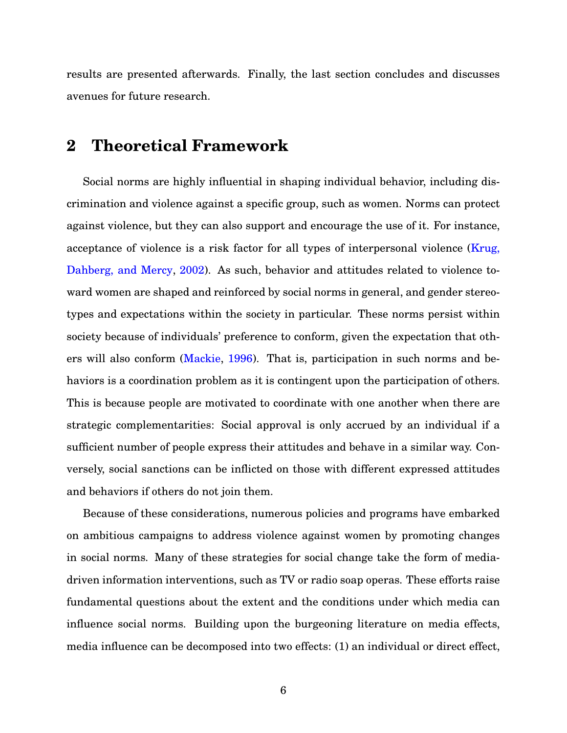results are presented afterwards. Finally, the last section concludes and discusses avenues for future research.

## 2 Theoretical Framework

Social norms are highly influential in shaping individual behavior, including discrimination and violence against a specific group, such as women. Norms can protect against violence, but they can also support and encourage the use of it. For instance, acceptance of violence is a risk factor for all types of interpersonal violence (Krug, Dahberg, and Mercy, 2002). As such, behavior and attitudes related to violence toward women are shaped and reinforced by social norms in general, and gender stereotypes and expectations within the society in particular. These norms persist within society because of individuals' preference to conform, given the expectation that others will also conform (Mackie, 1996). That is, participation in such norms and behaviors is a coordination problem as it is contingent upon the participation of others. This is because people are motivated to coordinate with one another when there are strategic complementarities: Social approval is only accrued by an individual if a sufficient number of people express their attitudes and behave in a similar way. Conversely, social sanctions can be inflicted on those with different expressed attitudes and behaviors if others do not join them.

Because of these considerations, numerous policies and programs have embarked on ambitious campaigns to address violence against women by promoting changes in social norms. Many of these strategies for social change take the form of media-driven information interventions, such as TV or radio soap operas. These efforts raise fundamental questions about the extent and the conditions under which media can influence social norms. Building upon the burgeoning literature on media effects, media influence can be decomposed into two effects: (1) an individual or direct effect,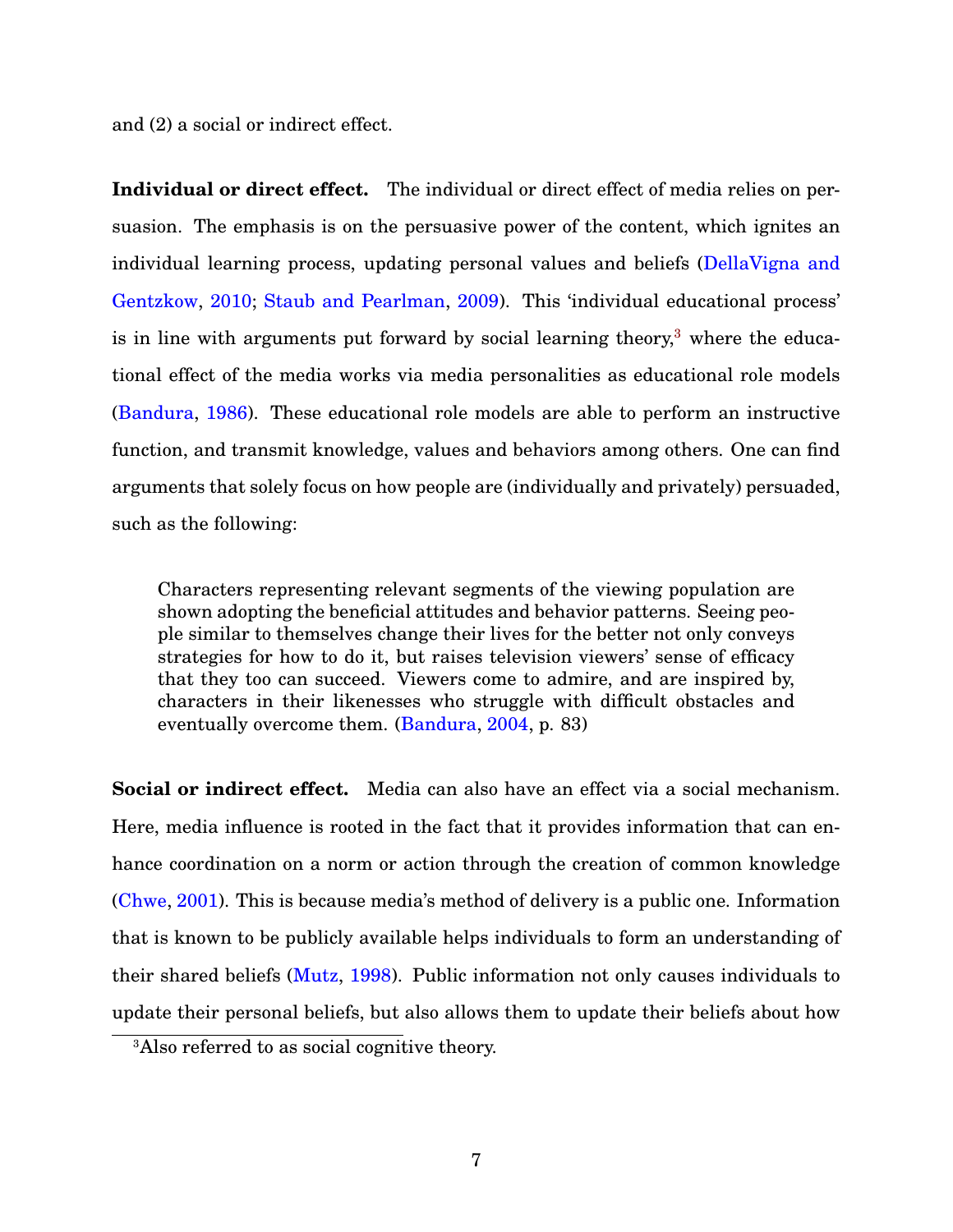and (2) a social or indirect effect.

**Individual or direct effect.** The individual or direct effect of media relies on persuasion. The emphasis is on the persuasive power of the content, which ignites an individual learning process, updating personal values and beliefs (DellaVigna and Gentzkow, 2010; Staub and Pearlman, 2009). This 'individual educational process' is in line with arguments put forward by social learning theory,[3] where the educational effect of the media works via media personalities as educational role models (Bandura, 1986). These educational role models are able to perform an instructive function, and transmit knowledge, values and behaviors among others. One can find arguments that solely focus on how people are (individually and privately) persuaded, such as the following:

> Characters representing relevant segments of the viewing population are shown adopting the beneficial attitudes and behavior patterns. Seeing people similar to themselves change their lives for the better not only conveys strategies for how to do it, but raises television viewers' sense of efficacy that they too can succeed. Viewers come to admire, and are inspired by, characters in their likenesses who struggle with difficult obstacles and eventually overcome them. (Bandura, 2004, p. 83)

**Social or indirect effect.** Media can also have an effect via a social mechanism. Here, media influence is rooted in the fact that it provides information that can enhance coordination on a norm or action through the creation of common knowledge (Chwe, 2001). This is because media's method of delivery is a public one. Information that is known to be publicly available helps individuals to form an understanding of their shared beliefs (Mutz, 1998). Public information not only causes individuals to update their personal beliefs, but also allows them to update their beliefs about how

[3] Also referred to as social cognitive theory.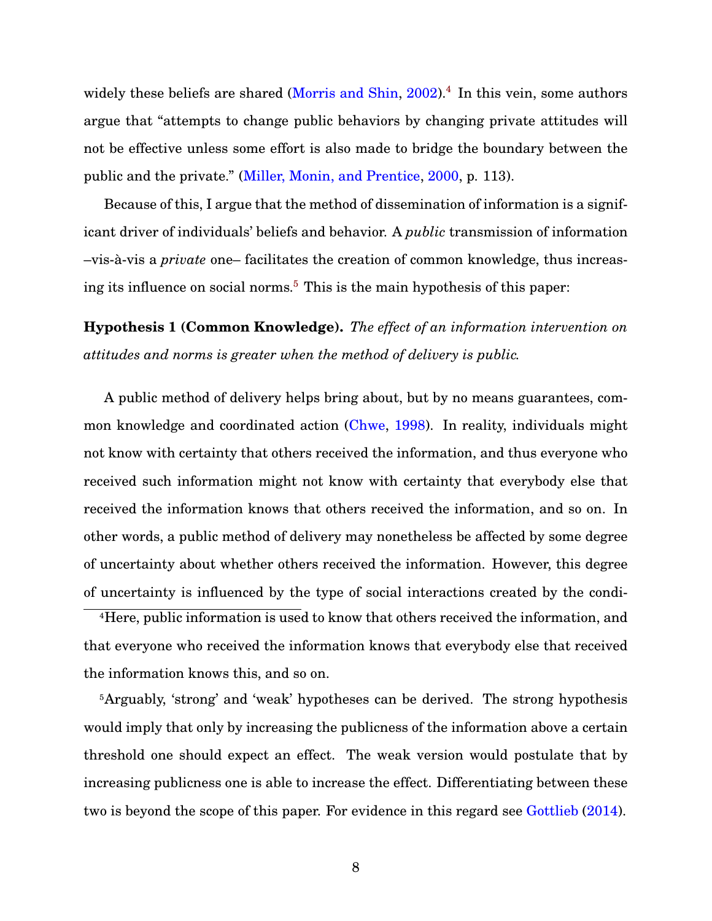widely these beliefs are shared (Morris and Shin, 2002).[4] In this vein, some authors argue that "attempts to change public behaviors by changing private attitudes will not be effective unless some effort is also made to bridge the boundary between the public and the private." (Miller, Monin, and Prentice, 2000, p. 113).

Because of this, I argue that the method of dissemination of information is a significant driver of individuals' beliefs and behavior. A *public* transmission of information –vis-à-vis a *private* one– facilitates the creation of common knowledge, thus increasing its influence on social norms.[5] This is the main hypothesis of this paper:

**Hypothesis 1 (Common Knowledge).** *The effect of an information intervention on attitudes and norms is greater when the method of delivery is public.*

A public method of delivery helps bring about, but by no means guarantees, common knowledge and coordinated action (Chwe, 1998). In reality, individuals might not know with certainty that others received the information, and thus everyone who received such information might not know with certainty that everybody else that received the information knows that others received the information, and so on. In other words, a public method of delivery may nonetheless be affected by some degree of uncertainty about whether others received the information. However, this degree of uncertainty is influenced by the type of social interactions created by the condi-

[4] Here, public information is used to know that others received the information, and that everyone who received the information knows that everybody else that received the information knows this, and so on.

[5] Arguably, 'strong' and 'weak' hypotheses can be derived. The strong hypothesis would imply that only by increasing the publicness of the information above a certain threshold one should expect an effect. The weak version would postulate that by increasing publicness one is able to increase the effect. Differentiating between these two is beyond the scope of this paper. For evidence in this regard see Gottlieb (2014).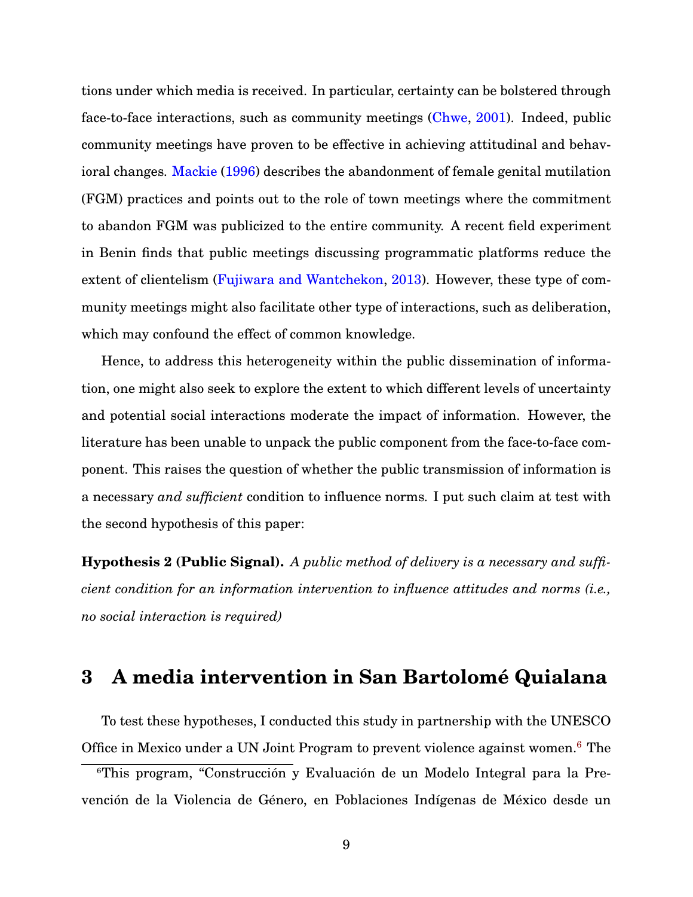tions under which media is received. In particular, certainty can be bolstered through face-to-face interactions, such as community meetings (Chwe, 2001). Indeed, public community meetings have proven to be effective in achieving attitudinal and behavioral changes. Mackie (1996) describes the abandonment of female genital mutilation (FGM) practices and points out to the role of town meetings where the commitment to abandon FGM was publicized to the entire community. A recent field experiment in Benin finds that public meetings discussing programmatic platforms reduce the extent of clientelism (Fujiwara and Wantchekon, 2013). However, these type of community meetings might also facilitate other type of interactions, such as deliberation, which may confound the effect of common knowledge.

Hence, to address this heterogeneity within the public dissemination of information, one might also seek to explore the extent to which different levels of uncertainty and potential social interactions moderate the impact of information. However, the literature has been unable to unpack the public component from the face-to-face component. This raises the question of whether the public transmission of information is a necessary *and sufficient* condition to influence norms. I put such claim at test with the second hypothesis of this paper:

**Hypothesis 2 (Public Signal).** *A public method of delivery is a necessary and sufficient condition for an information intervention to influence attitudes and norms (i.e., no social interaction is required)*

## 3 A media intervention in San Bartolomé Quialana

To test these hypotheses, I conducted this study in partnership with the UNESCO Office in Mexico under a UN Joint Program to prevent violence against women.[6] The

[6] This program, "Construcción y Evaluación de un Modelo Integral para la Prevención de la Violencia de Género, en Poblaciones Indígenas de México desde un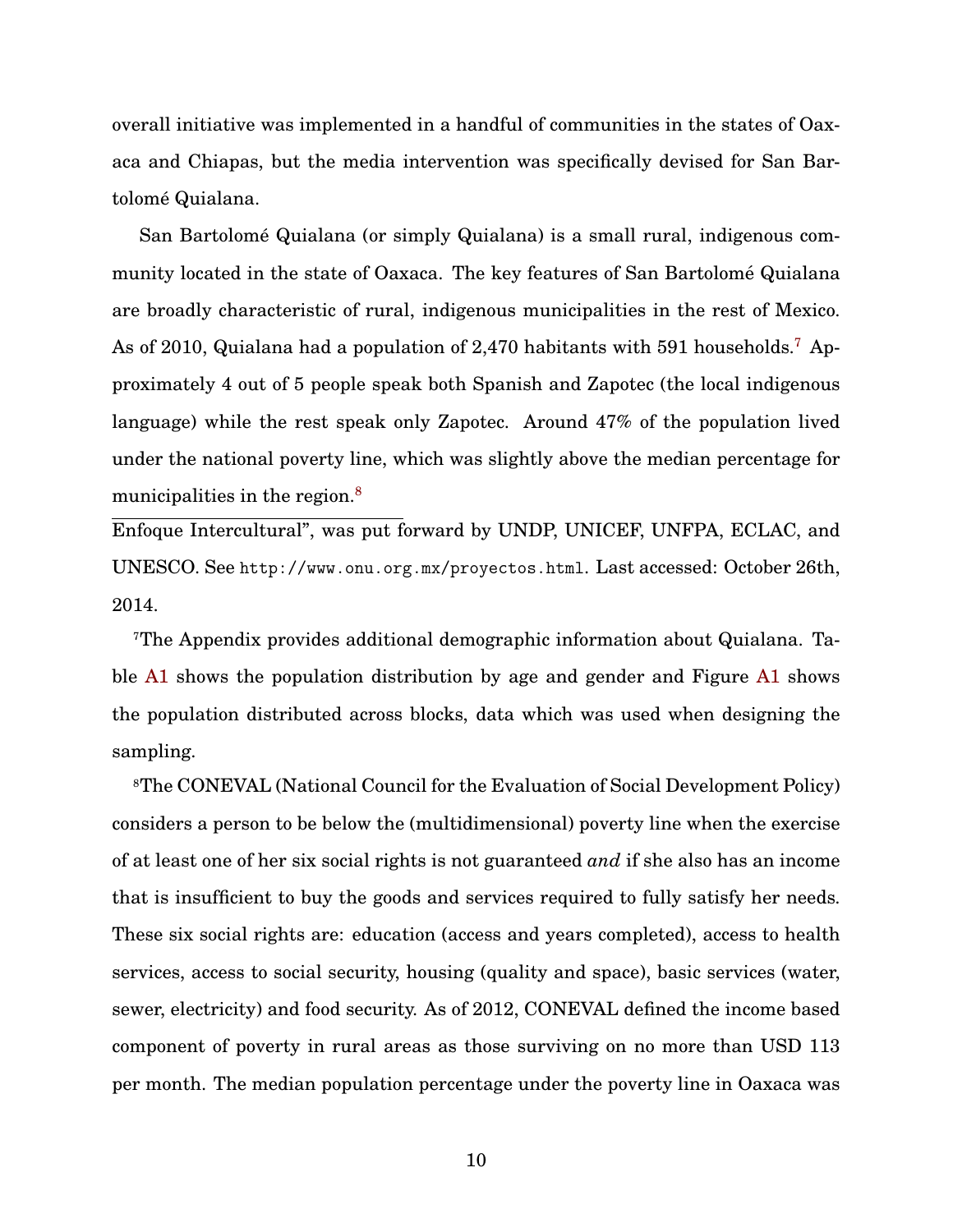overall initiative was implemented in a handful of communities in the states of Oaxaca and Chiapas, but the media intervention was specifically devised for San Bartolomé Quialana.

San Bartolomé Quialana (or simply Quialana) is a small rural, indigenous community located in the state of Oaxaca. The key features of San Bartolomé Quialana are broadly characteristic of rural, indigenous municipalities in the rest of Mexico. As of 2010, Quialana had a population of 2,470 habitants with 591 households.[7] Approximately 4 out of 5 people speak both Spanish and Zapotec (the local indigenous language) while the rest speak only Zapotec. Around 47% of the population lived under the national poverty line, which was slightly above the median percentage for municipalities in the region.[8]

---

Enfoque Intercultural", was put forward by UNDP, UNICEF, UNFPA, ECLAC, and UNESCO. See http://www.onu.org.mx/proyectos.html. Last accessed: October 26th, 2014.

[7]The Appendix provides additional demographic information about Quialana. Table A1 shows the population distribution by age and gender and Figure A1 shows the population distributed across blocks, data which was used when designing the sampling.

[8]The CONEVAL (National Council for the Evaluation of Social Development Policy) considers a person to be below the (multidimensional) poverty line when the exercise of at least one of her six social rights is not guaranteed *and* if she also has an income that is insufficient to buy the goods and services required to fully satisfy her needs. These six social rights are: education (access and years completed), access to health services, access to social security, housing (quality and space), basic services (water, sewer, electricity) and food security. As of 2012, CONEVAL defined the income based component of poverty in rural areas as those surviving on no more than USD 113 per month. The median population percentage under the poverty line in Oaxaca was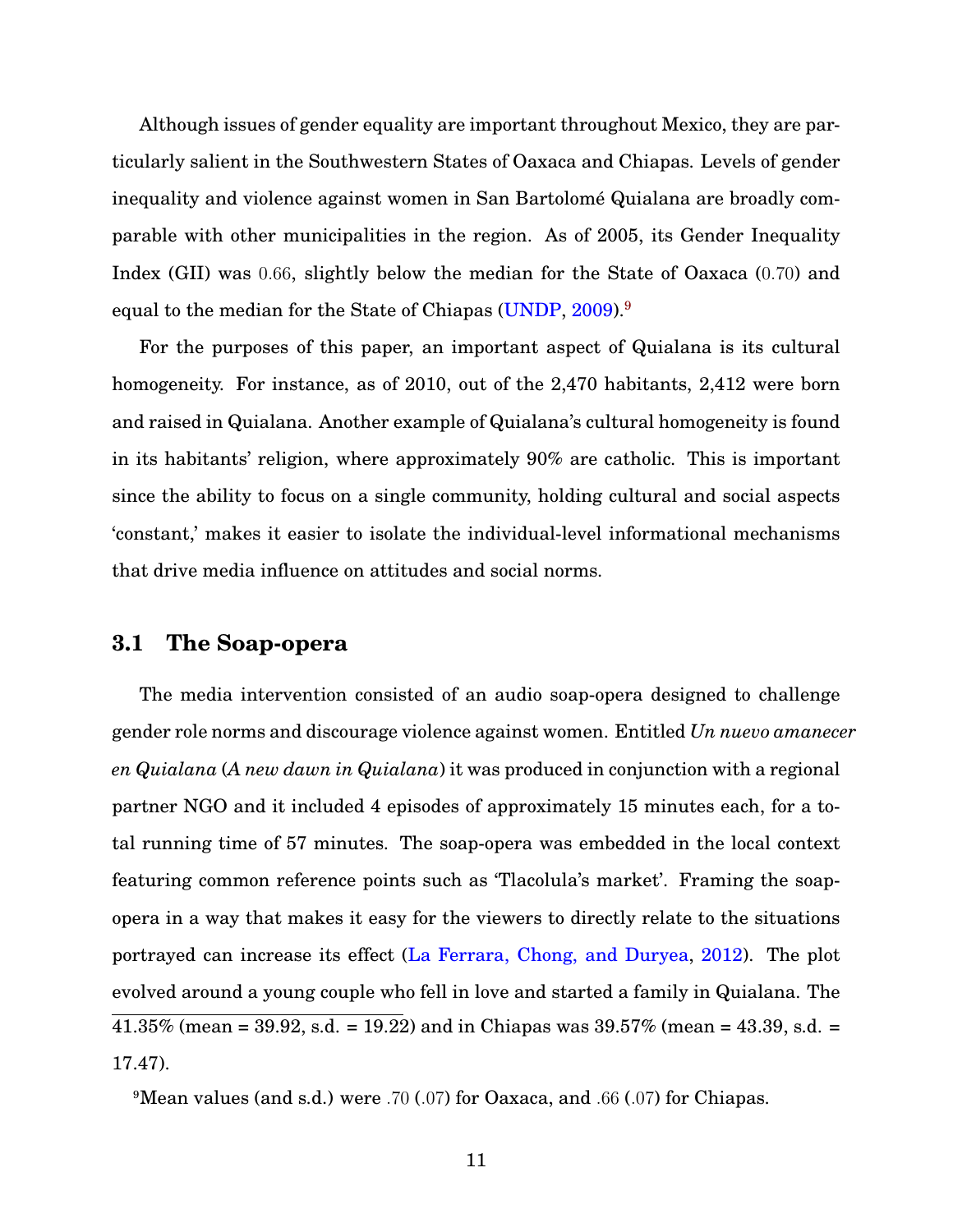Although issues of gender equality are important throughout Mexico, they are particularly salient in the Southwestern States of Oaxaca and Chiapas. Levels of gender inequality and violence against women in San Bartolomé Quialana are broadly comparable with other municipalities in the region. As of 2005, its Gender Inequality Index (GII) was 0.66, slightly below the median for the State of Oaxaca (0.70) and equal to the median for the State of Chiapas (UNDP, 2009).[9]

For the purposes of this paper, an important aspect of Quialana is its cultural homogeneity. For instance, as of 2010, out of the 2,470 habitants, 2,412 were born and raised in Quialana. Another example of Quialana's cultural homogeneity is found in its habitants' religion, where approximately 90% are catholic. This is important since the ability to focus on a single community, holding cultural and social aspects 'constant,' makes it easier to isolate the individual-level informational mechanisms that drive media influence on attitudes and social norms.

## 3.1 The Soap-opera

The media intervention consisted of an audio soap-opera designed to challenge gender role norms and discourage violence against women. Entitled *Un nuevo amanecer en Quialana* (*A new dawn in Quialana*) it was produced in conjunction with a regional partner NGO and it included 4 episodes of approximately 15 minutes each, for a total running time of 57 minutes. The soap-opera was embedded in the local context featuring common reference points such as 'Tlacolula's market'. Framing the soap-opera in a way that makes it easy for the viewers to directly relate to the situations portrayed can increase its effect (La Ferrara, Chong, and Duryea, 2012). The plot evolved around a young couple who fell in love and started a family in Quialana. The

41.35% (mean = 39.92, s.d. = 19.22) and in Chiapas was 39.57% (mean = 43.39, s.d. = 17.47).

[9]Mean values (and s.d.) were .70 (.07) for Oaxaca, and .66 (.07) for Chiapas.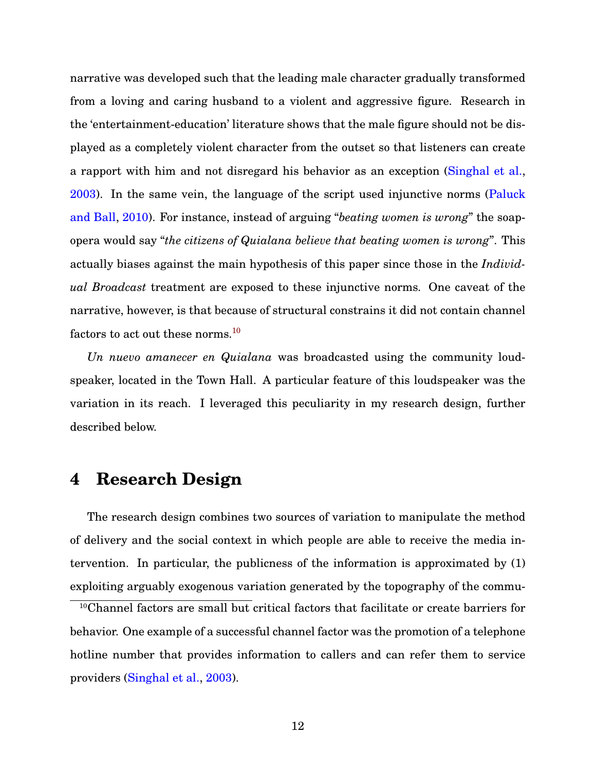narrative was developed such that the leading male character gradually transformed from a loving and caring husband to a violent and aggressive figure. Research in the 'entertainment-education' literature shows that the male figure should not be displayed as a completely violent character from the outset so that listeners can create a rapport with him and not disregard his behavior as an exception (Singhal et al., 2003). In the same vein, the language of the script used injunctive norms (Paluck and Ball, 2010). For instance, instead of arguing "*beating women is wrong*" the soap-opera would say "*the citizens of Quialana believe that beating women is wrong*". This actually biases against the main hypothesis of this paper since those in the *Individual Broadcast* treatment are exposed to these injunctive norms. One caveat of the narrative, however, is that because of structural constrains it did not contain channel factors to act out these norms.[10]

*Un nuevo amanecer en Quialana* was broadcasted using the community loudspeaker, located in the Town Hall. A particular feature of this loudspeaker was the variation in its reach. I leveraged this peculiarity in my research design, further described below.

# 4 Research Design

The research design combines two sources of variation to manipulate the method of delivery and the social context in which people are able to receive the media intervention. In particular, the publicness of the information is approximated by (1) exploiting arguably exogenous variation generated by the topography of the commu-

[10] Channel factors are small but critical factors that facilitate or create barriers for behavior. One example of a successful channel factor was the promotion of a telephone hotline number that provides information to callers and can refer them to service providers (Singhal et al., 2003).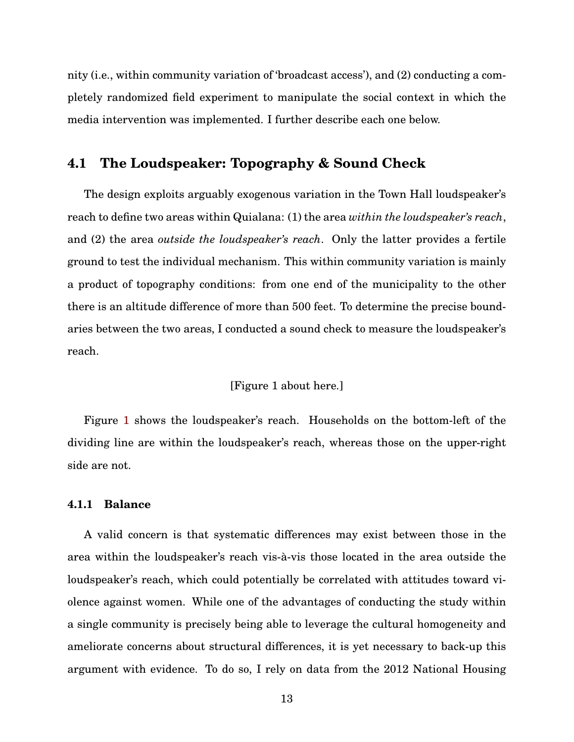nity (i.e., within community variation of 'broadcast access'), and (2) conducting a completely randomized field experiment to manipulate the social context in which the media intervention was implemented. I further describe each one below.

## 4.1 The Loudspeaker: Topography & Sound Check

The design exploits arguably exogenous variation in the Town Hall loudspeaker's reach to define two areas within Quialana: (1) the area *within the loudspeaker's reach*, and (2) the area *outside the loudspeaker's reach*. Only the latter provides a fertile ground to test the individual mechanism. This within community variation is mainly a product of topography conditions: from one end of the municipality to the other there is an altitude difference of more than 500 feet. To determine the precise boundaries between the two areas, I conducted a sound check to measure the loudspeaker's reach.

[Figure 1 about here.]

Figure 1 shows the loudspeaker's reach. Households on the bottom-left of the dividing line are within the loudspeaker's reach, whereas those on the upper-right side are not.

### 4.1.1 Balance

A valid concern is that systematic differences may exist between those in the area within the loudspeaker's reach vis-à-vis those located in the area outside the loudspeaker's reach, which could potentially be correlated with attitudes toward violence against women. While one of the advantages of conducting the study within a single community is precisely being able to leverage the cultural homogeneity and ameliorate concerns about structural differences, it is yet necessary to back-up this argument with evidence. To do so, I rely on data from the 2012 National Housing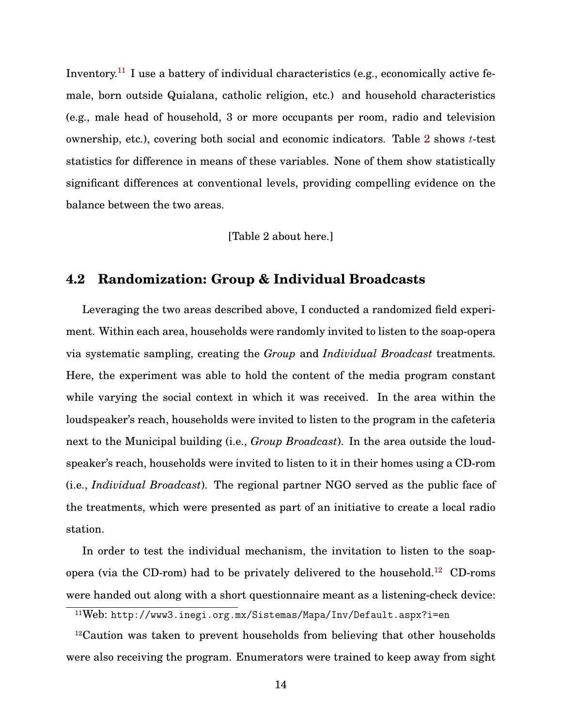Inventory.[11] I use a battery of individual characteristics (e.g., economically active female, born outside Quialana, catholic religion, etc.) and household characteristics (e.g., male head of household, 3 or more occupants per room, radio and television ownership, etc.), covering both social and economic indicators. Table 2 shows $t$-test statistics for difference in means of these variables. None of them show statistically significant differences at conventional levels, providing compelling evidence on the balance between the two areas.

[Table 2 about here.]

## 4.2 Randomization: Group & Individual Broadcasts

Leveraging the two areas described above, I conducted a randomized field experiment. Within each area, households were randomly invited to listen to the soap-opera via systematic sampling, creating the *Group* and *Individual Broadcast* treatments. Here, the experiment was able to hold the content of the media program constant while varying the social context in which it was received. In the area within the loudspeaker's reach, households were invited to listen to the program in the cafeteria next to the Municipal building (i.e., *Group Broadcast*). In the area outside the loudspeaker's reach, households were invited to listen to it in their homes using a CD-rom (i.e., *Individual Broadcast*). The regional partner NGO served as the public face of the treatments, which were presented as part of an initiative to create a local radio station.

In order to test the individual mechanism, the invitation to listen to the soap-opera (via the CD-rom) had to be privately delivered to the household.[12] CD-roms were handed out along with a short questionnaire meant as a listening-check device:

[11]Web: http://www3.inegi.org.mx/Sistemas/Mapa/Inv/Default.aspx?i=en

[12]Caution was taken to prevent households from believing that other households were also receiving the program. Enumerators were trained to keep away from sight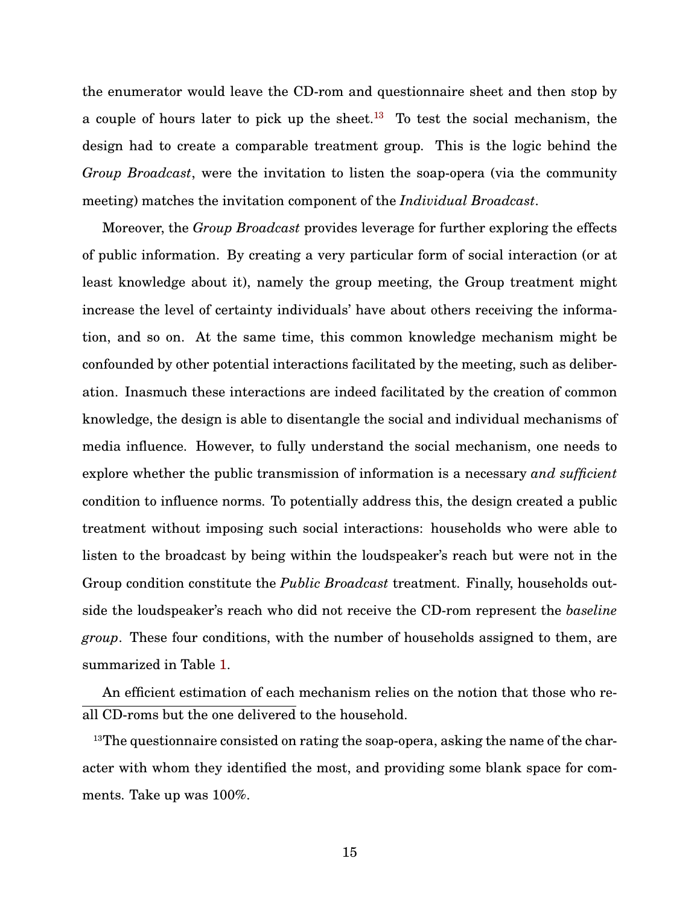the enumerator would leave the CD-rom and questionnaire sheet and then stop by a couple of hours later to pick up the sheet.[13] To test the social mechanism, the design had to create a comparable treatment group. This is the logic behind the *Group Broadcast*, were the invitation to listen the soap-opera (via the community meeting) matches the invitation component of the *Individual Broadcast*.

Moreover, the *Group Broadcast* provides leverage for further exploring the effects of public information. By creating a very particular form of social interaction (or at least knowledge about it), namely the group meeting, the Group treatment might increase the level of certainty individuals' have about others receiving the information, and so on. At the same time, this common knowledge mechanism might be confounded by other potential interactions facilitated by the meeting, such as deliberation. Inasmuch these interactions are indeed facilitated by the creation of common knowledge, the design is able to disentangle the social and individual mechanisms of media influence. However, to fully understand the social mechanism, one needs to explore whether the public transmission of information is a necessary *and sufficient* condition to influence norms. To potentially address this, the design created a public treatment without imposing such social interactions: households who were able to listen to the broadcast by being within the loudspeaker's reach but were not in the Group condition constitute the *Public Broadcast* treatment. Finally, households outside the loudspeaker's reach who did not receive the CD-rom represent the *baseline group*. These four conditions, with the number of households assigned to them, are summarized in Table 1.

An efficient estimation of each mechanism relies on the notion that those who re-

all CD-roms but the one delivered to the household.

[13] The questionnaire consisted on rating the soap-opera, asking the name of the character with whom they identified the most, and providing some blank space for comments. Take up was 100%.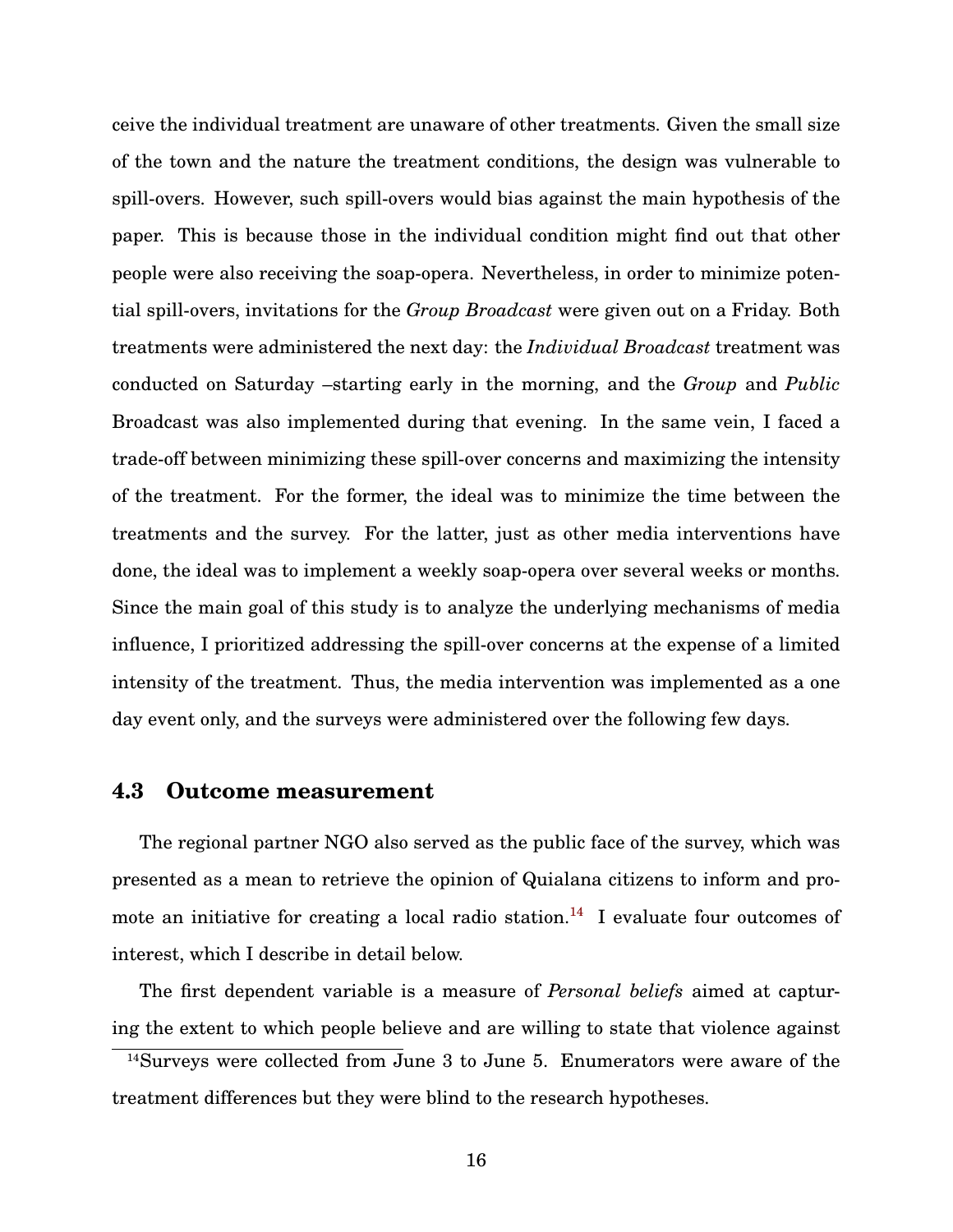ceive the individual treatment are unaware of other treatments. Given the small size of the town and the nature the treatment conditions, the design was vulnerable to spill-overs. However, such spill-overs would bias against the main hypothesis of the paper. This is because those in the individual condition might find out that other people were also receiving the soap-opera. Nevertheless, in order to minimize potential spill-overs, invitations for the *Group Broadcast* were given out on a Friday. Both treatments were administered the next day: the *Individual Broadcast* treatment was conducted on Saturday –starting early in the morning, and the *Group* and *Public* Broadcast was also implemented during that evening. In the same vein, I faced a trade-off between minimizing these spill-over concerns and maximizing the intensity of the treatment. For the former, the ideal was to minimize the time between the treatments and the survey. For the latter, just as other media interventions have done, the ideal was to implement a weekly soap-opera over several weeks or months. Since the main goal of this study is to analyze the underlying mechanisms of media influence, I prioritized addressing the spill-over concerns at the expense of a limited intensity of the treatment. Thus, the media intervention was implemented as a one day event only, and the surveys were administered over the following few days.

### 4.3 Outcome measurement

The regional partner NGO also served as the public face of the survey, which was presented as a mean to retrieve the opinion of Quialana citizens to inform and promote an initiative for creating a local radio station.[14] I evaluate four outcomes of interest, which I describe in detail below.

The first dependent variable is a measure of *Personal beliefs* aimed at capturing the extent to which people believe and are willing to state that violence against

[14] Surveys were collected from June 3 to June 5. Enumerators were aware of the treatment differences but they were blind to the research hypotheses.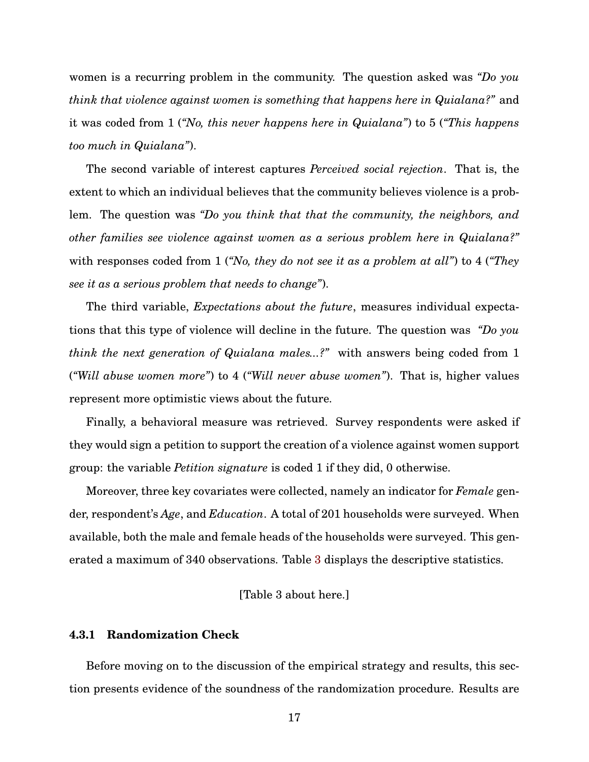women is a recurring problem in the community. The question asked was *"Do you think that violence against women is something that happens here in Quialana?"* and it was coded from 1 (*"No, this never happens here in Quialana"*) to 5 (*"This happens too much in Quialana"*).

The second variable of interest captures *Perceived social rejection*. That is, the extent to which an individual believes that the community believes violence is a problem. The question was *"Do you think that that the community, the neighbors, and other families see violence against women as a serious problem here in Quialana?"* with responses coded from 1 (*"No, they do not see it as a problem at all"*) to 4 (*"They see it as a serious problem that needs to change"*).

The third variable, *Expectations about the future*, measures individual expectations that this type of violence will decline in the future. The question was *"Do you think the next generation of Quialana males...?"* with answers being coded from 1 (*"Will abuse women more"*) to 4 (*"Will never abuse women"*). That is, higher values represent more optimistic views about the future.

Finally, a behavioral measure was retrieved. Survey respondents were asked if they would sign a petition to support the creation of a violence against women support group: the variable *Petition signature* is coded 1 if they did, 0 otherwise.

Moreover, three key covariates were collected, namely an indicator for *Female* gender, respondent's *Age*, and *Education*. A total of 201 households were surveyed. When available, both the male and female heads of the households were surveyed. This generated a maximum of 340 observations. Table 3 displays the descriptive statistics.

[Table 3 about here.]

#### 4.3.1 Randomization Check

Before moving on to the discussion of the empirical strategy and results, this section presents evidence of the soundness of the randomization procedure. Results are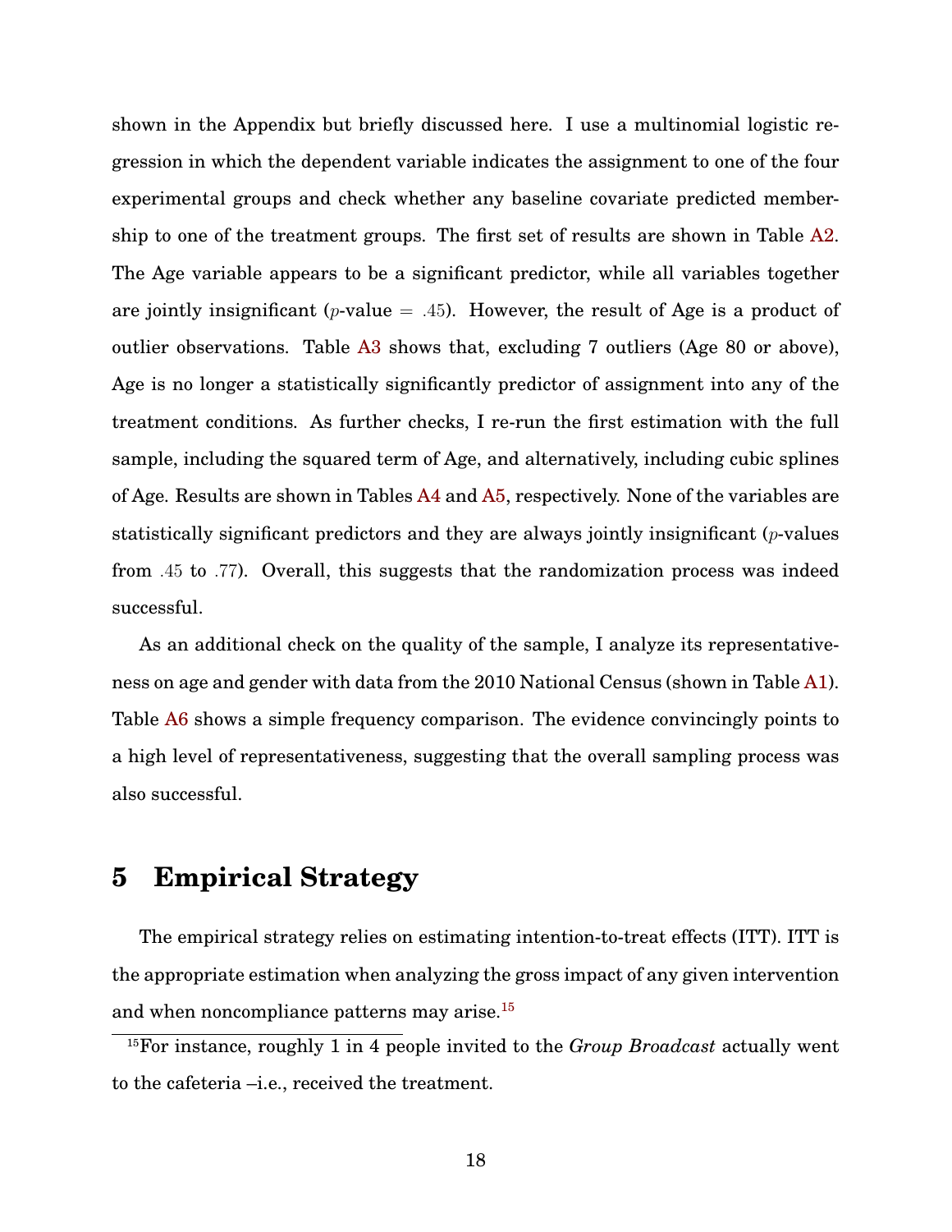shown in the Appendix but briefly discussed here. I use a multinomial logistic regression in which the dependent variable indicates the assignment to one of the four experimental groups and check whether any baseline covariate predicted membership to one of the treatment groups. The first set of results are shown in Table A2. The Age variable appears to be a significant predictor, while all variables together are jointly insignificant ($p$-value $= .45$). However, the result of Age is a product of outlier observations. Table A3 shows that, excluding 7 outliers (Age 80 or above), Age is no longer a statistically significantly predictor of assignment into any of the treatment conditions. As further checks, I re-run the first estimation with the full sample, including the squared term of Age, and alternatively, including cubic splines of Age. Results are shown in Tables A4 and A5, respectively. None of the variables are statistically significant predictors and they are always jointly insignificant ($p$-values from $.45$ to $.77$). Overall, this suggests that the randomization process was indeed successful.

As an additional check on the quality of the sample, I analyze its representativeness on age and gender with data from the 2010 National Census (shown in Table A1). Table A6 shows a simple frequency comparison. The evidence convincingly points to a high level of representativeness, suggesting that the overall sampling process was also successful.

# 5 Empirical Strategy

The empirical strategy relies on estimating intention-to-treat effects (ITT). ITT is the appropriate estimation when analyzing the gross impact of any given intervention and when noncompliance patterns may arise.[15]

[15] For instance, roughly 1 in 4 people invited to the *Group Broadcast* actually went to the cafeteria –i.e., received the treatment.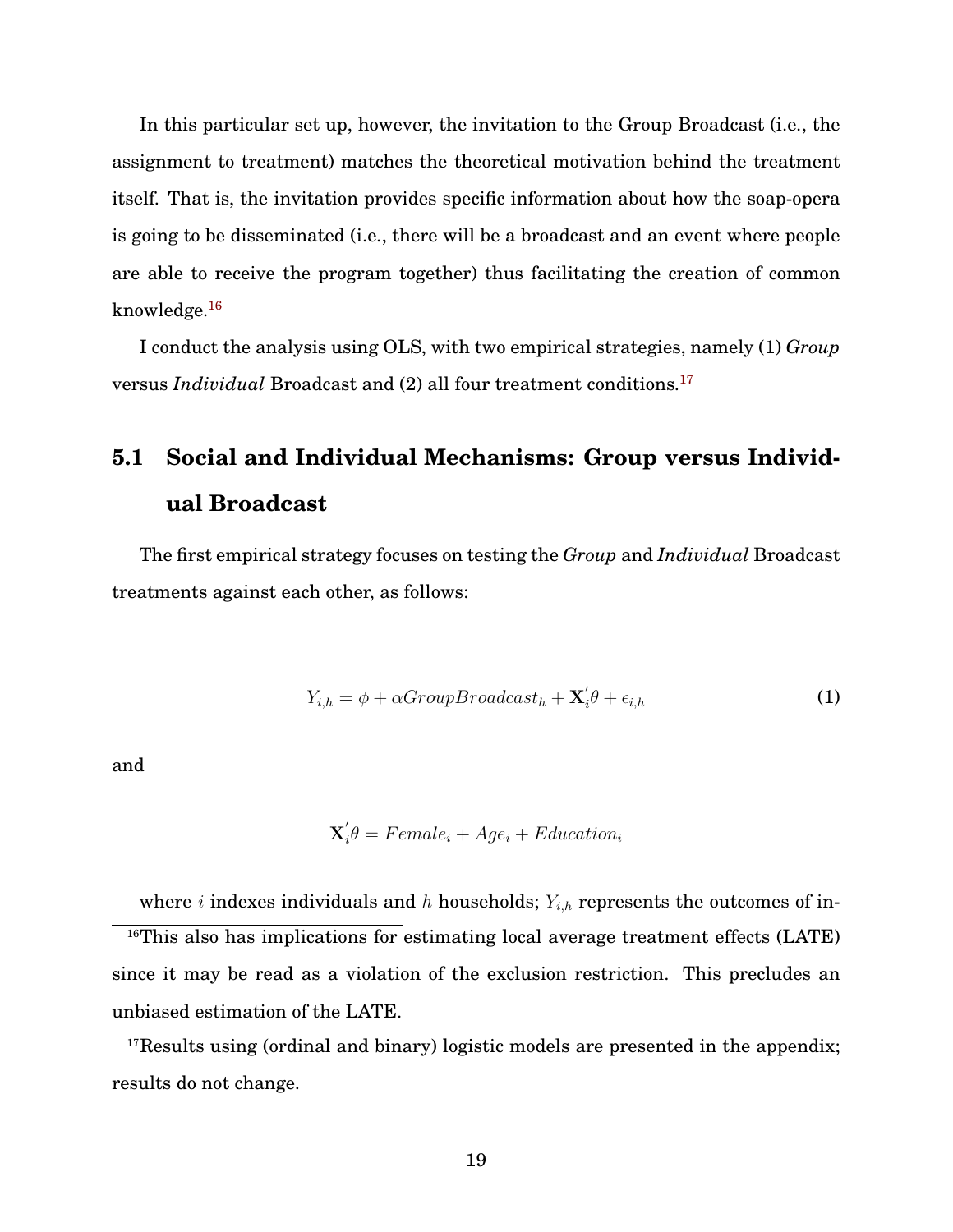In this particular set up, however, the invitation to the Group Broadcast (i.e., the assignment to treatment) matches the theoretical motivation behind the treatment itself. That is, the invitation provides specific information about how the soap-opera is going to be disseminated (i.e., there will be a broadcast and an event where people are able to receive the program together) thus facilitating the creation of common knowledge.[16]

I conduct the analysis using OLS, with two empirical strategies, namely (1) *Group* versus *Individual* Broadcast and (2) all four treatment conditions.[17]

## 5.1 Social and Individual Mechanisms: Group versus Individual Broadcast

The first empirical strategy focuses on testing the *Group* and *Individual* Broadcast treatments against each other, as follows:

$$Y_{i,h} = \phi + \alpha GroupBroadcast_h + \mathbf{X}_i^{'}\theta + \epsilon_{i,h} \tag{1}$$

and

$$\mathbf{X}_i^{'}\theta = Female_i + Age_i + Education_i$$

where $i$ indexes individuals and $h$ households; $Y_{i,h}$ represents the outcomes of in-

[16] This also has implications for estimating local average treatment effects (LATE) since it may be read as a violation of the exclusion restriction. This precludes an unbiased estimation of the LATE.

[17] Results using (ordinal and binary) logistic models are presented in the appendix; results do not change.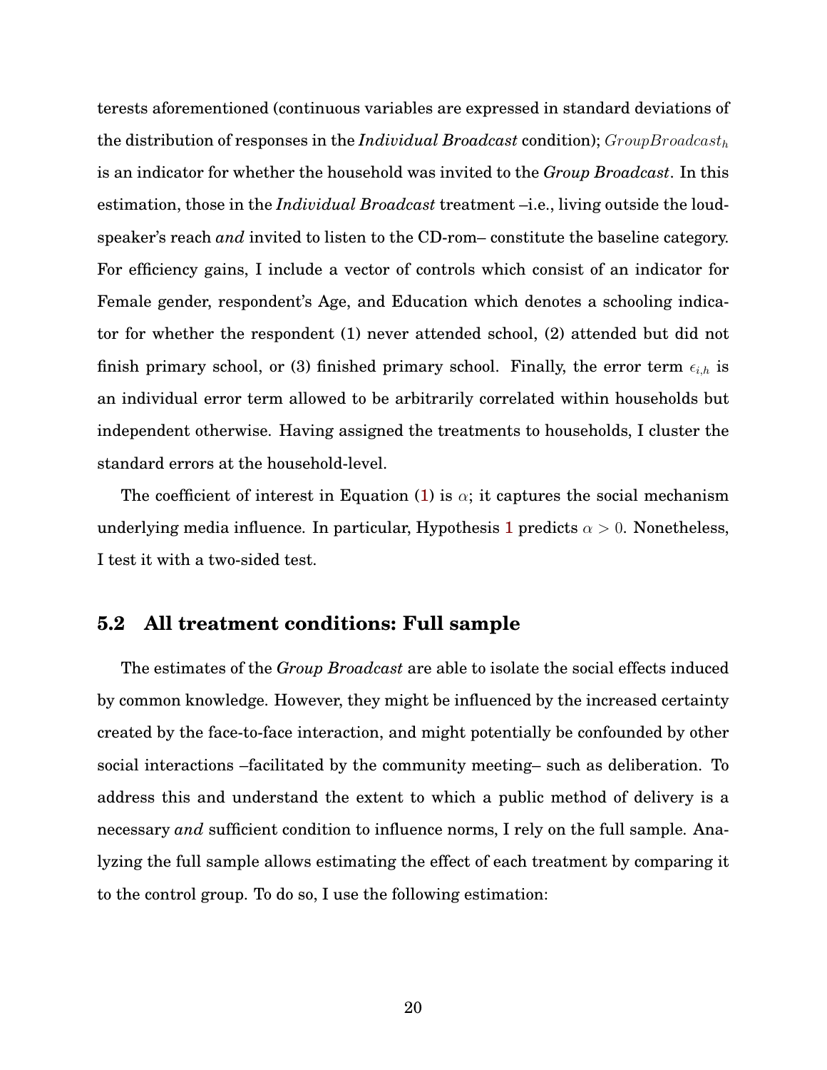terests aforementioned (continuous variables are expressed in standard deviations of the distribution of responses in the *Individual Broadcast* condition); $GroupBroadcast_h$ is an indicator for whether the household was invited to the *Group Broadcast*. In this estimation, those in the *Individual Broadcast* treatment –i.e., living outside the loudspeaker's reach *and* invited to listen to the CD-rom– constitute the baseline category. For efficiency gains, I include a vector of controls which consist of an indicator for Female gender, respondent's Age, and Education which denotes a schooling indicator for whether the respondent (1) never attended school, (2) attended but did not finish primary school, or (3) finished primary school. Finally, the error term $\epsilon_{i,h}$ is an individual error term allowed to be arbitrarily correlated within households but independent otherwise. Having assigned the treatments to households, I cluster the standard errors at the household-level.

The coefficient of interest in Equation (1) is $\alpha$; it captures the social mechanism underlying media influence. In particular, Hypothesis 1 predicts $\alpha > 0$. Nonetheless, I test it with a two-sided test.

## 5.2 All treatment conditions: Full sample

The estimates of the *Group Broadcast* are able to isolate the social effects induced by common knowledge. However, they might be influenced by the increased certainty created by the face-to-face interaction, and might potentially be confounded by other social interactions –facilitated by the community meeting– such as deliberation. To address this and understand the extent to which a public method of delivery is a necessary *and* sufficient condition to influence norms, I rely on the full sample. Analyzing the full sample allows estimating the effect of each treatment by comparing it to the control group. To do so, I use the following estimation: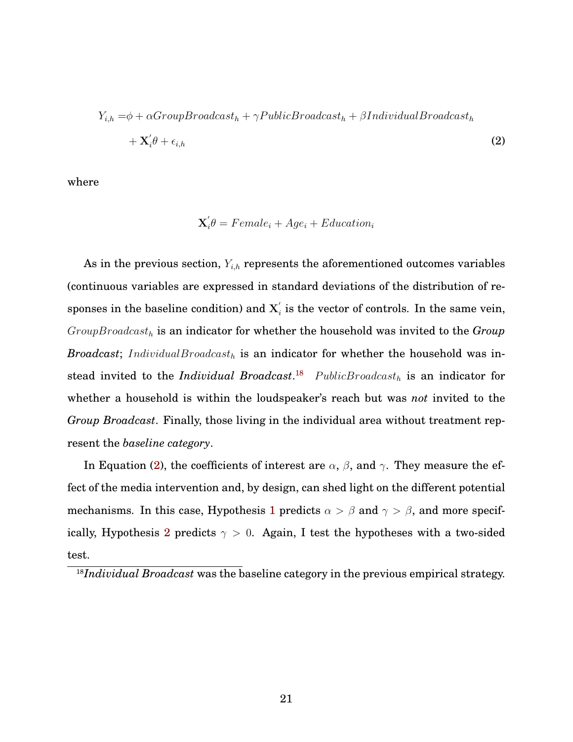$$
\begin{aligned}
Y_{i,h} = &\phi + \alpha GroupBroadcast_h + \gamma PublicBroadcast_h + \beta IndividualBroadcast_h \\
&+ \mathbf{X}_i^{'}\theta + \epsilon_{i,h}
\end{aligned}
\tag{2}
$$

where

$$
\mathbf{X}_i^{'}\theta = Female_i + Age_i + Education_i
$$

As in the previous section, $Y_{i,h}$ represents the aforementioned outcomes variables (continuous variables are expressed in standard deviations of the distribution of responses in the baseline condition) and $\mathbf{X}_i^{'}$ is the vector of controls. In the same vein, $GroupBroadcast_h$ is an indicator for whether the household was invited to the *Group Broadcast*; $IndividualBroadcast_h$ is an indicator for whether the household was instead invited to the *Individual Broadcast*.[18] $PublicBroadcast_h$ is an indicator for whether a household is within the loudspeaker's reach but was *not* invited to the *Group Broadcast*. Finally, those living in the individual area without treatment represent the *baseline category*.

In Equation (2), the coefficients of interest are $\alpha$, $\beta$, and $\gamma$. They measure the effect of the media intervention and, by design, can shed light on the different potential mechanisms. In this case, Hypothesis 1 predicts $\alpha > \beta$ and $\gamma > \beta$, and more specifically, Hypothesis 2 predicts $\gamma > 0$. Again, I test the hypotheses with a two-sided test.

[18]*Individual Broadcast* was the baseline category in the previous empirical strategy.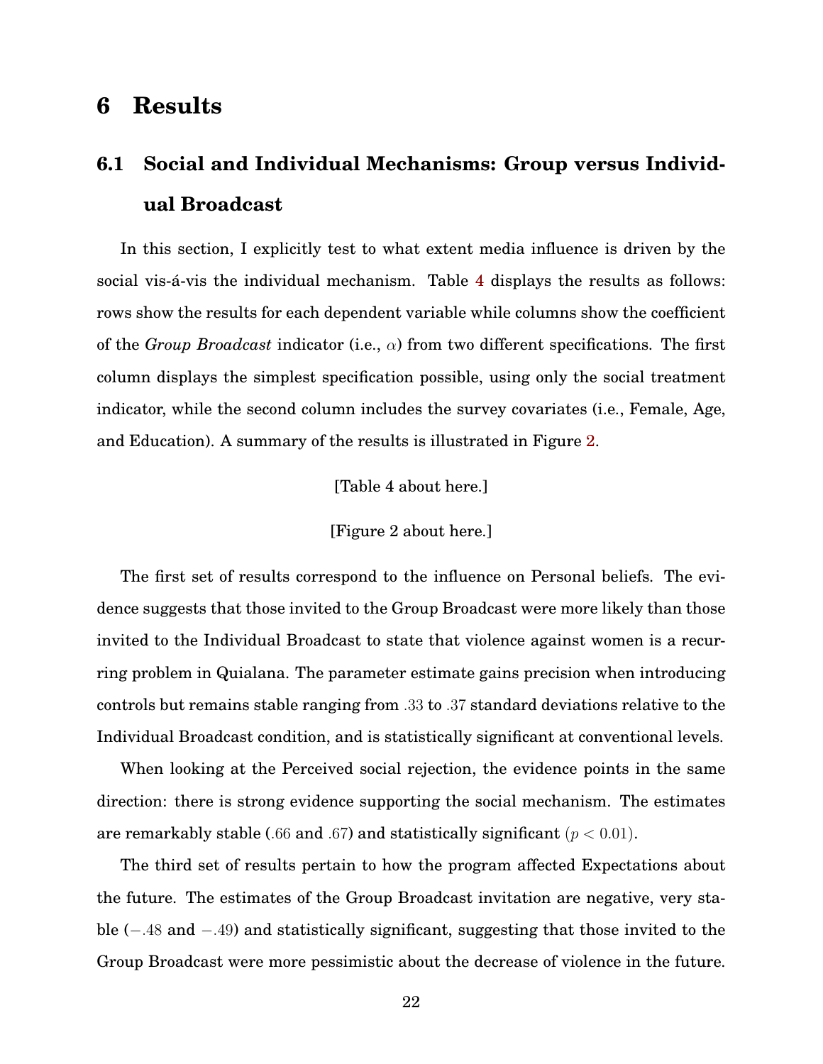# 6 Results

## 6.1 Social and Individual Mechanisms: Group versus Individual Broadcast

In this section, I explicitly test to what extent media influence is driven by the social vis-á-vis the individual mechanism. Table 4 displays the results as follows: rows show the results for each dependent variable while columns show the coefficient of the *Group Broadcast* indicator (i.e., $\alpha$) from two different specifications. The first column displays the simplest specification possible, using only the social treatment indicator, while the second column includes the survey covariates (i.e., Female, Age, and Education). A summary of the results is illustrated in Figure 2.

[Table 4 about here.]

[Figure 2 about here.]

The first set of results correspond to the influence on Personal beliefs. The evidence suggests that those invited to the Group Broadcast were more likely than those invited to the Individual Broadcast to state that violence against women is a recurring problem in Quialana. The parameter estimate gains precision when introducing controls but remains stable ranging from $.33$ to $.37$ standard deviations relative to the Individual Broadcast condition, and is statistically significant at conventional levels.

When looking at the Perceived social rejection, the evidence points in the same direction: there is strong evidence supporting the social mechanism. The estimates are remarkably stable ($.66$ and $.67$) and statistically significant ($p < 0.01$).

The third set of results pertain to how the program affected Expectations about the future. The estimates of the Group Broadcast invitation are negative, very stable ($-.48$ and $-.49$) and statistically significant, suggesting that those invited to the Group Broadcast were more pessimistic about the decrease of violence in the future.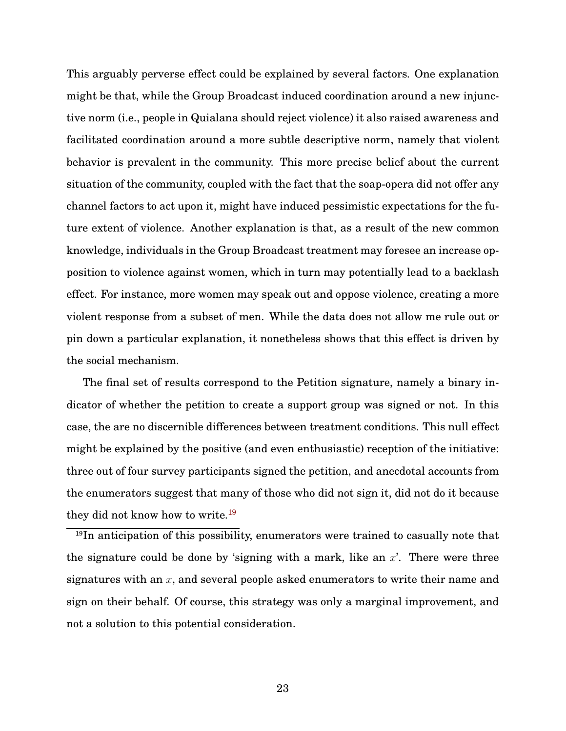This arguably perverse effect could be explained by several factors. One explanation might be that, while the Group Broadcast induced coordination around a new injunctive norm (i.e., people in Quialana should reject violence) it also raised awareness and facilitated coordination around a more subtle descriptive norm, namely that violent behavior is prevalent in the community. This more precise belief about the current situation of the community, coupled with the fact that the soap-opera did not offer any channel factors to act upon it, might have induced pessimistic expectations for the future extent of violence. Another explanation is that, as a result of the new common knowledge, individuals in the Group Broadcast treatment may foresee an increase opposition to violence against women, which in turn may potentially lead to a backlash effect. For instance, more women may speak out and oppose violence, creating a more violent response from a subset of men. While the data does not allow me rule out or pin down a particular explanation, it nonetheless shows that this effect is driven by the social mechanism.

The final set of results correspond to the Petition signature, namely a binary indicator of whether the petition to create a support group was signed or not. In this case, the are no discernible differences between treatment conditions. This null effect might be explained by the positive (and even enthusiastic) reception of the initiative: three out of four survey participants signed the petition, and anecdotal accounts from the enumerators suggest that many of those who did not sign it, did not do it because they did not know how to write.[19]

[19] In anticipation of this possibility, enumerators were trained to casually note that the signature could be done by 'signing with a mark, like an $x$'. There were three signatures with an $x$, and several people asked enumerators to write their name and sign on their behalf. Of course, this strategy was only a marginal improvement, and not a solution to this potential consideration.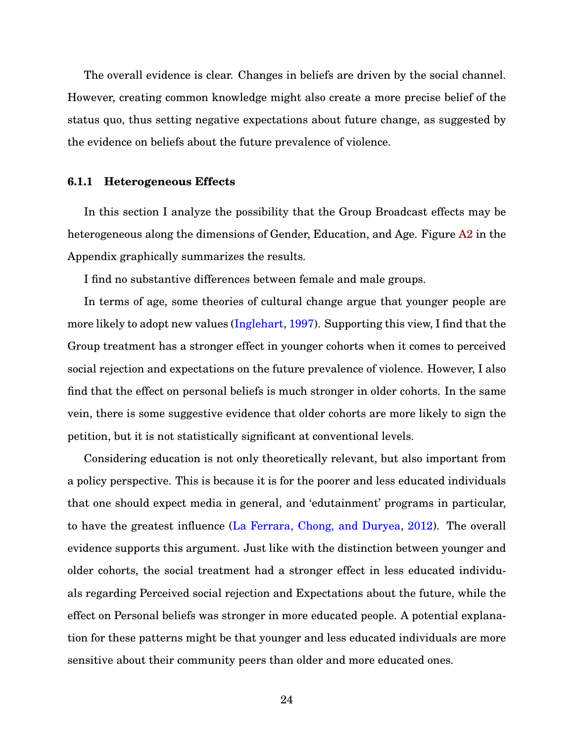The overall evidence is clear. Changes in beliefs are driven by the social channel. However, creating common knowledge might also create a more precise belief of the status quo, thus setting negative expectations about future change, as suggested by the evidence on beliefs about the future prevalence of violence.

#### 6.1.1 Heterogeneous Effects

In this section I analyze the possibility that the Group Broadcast effects may be heterogeneous along the dimensions of Gender, Education, and Age. Figure A2 in the Appendix graphically summarizes the results.

I find no substantive differences between female and male groups.

In terms of age, some theories of cultural change argue that younger people are more likely to adopt new values (Inglehart, 1997). Supporting this view, I find that the Group treatment has a stronger effect in younger cohorts when it comes to perceived social rejection and expectations on the future prevalence of violence. However, I also find that the effect on personal beliefs is much stronger in older cohorts. In the same vein, there is some suggestive evidence that older cohorts are more likely to sign the petition, but it is not statistically significant at conventional levels.

Considering education is not only theoretically relevant, but also important from a policy perspective. This is because it is for the poorer and less educated individuals that one should expect media in general, and 'edutainment' programs in particular, to have the greatest influence (La Ferrara, Chong, and Duryea, 2012). The overall evidence supports this argument. Just like with the distinction between younger and older cohorts, the social treatment had a stronger effect in less educated individuals regarding Perceived social rejection and Expectations about the future, while the effect on Personal beliefs was stronger in more educated people. A potential explanation for these patterns might be that younger and less educated individuals are more sensitive about their community peers than older and more educated ones.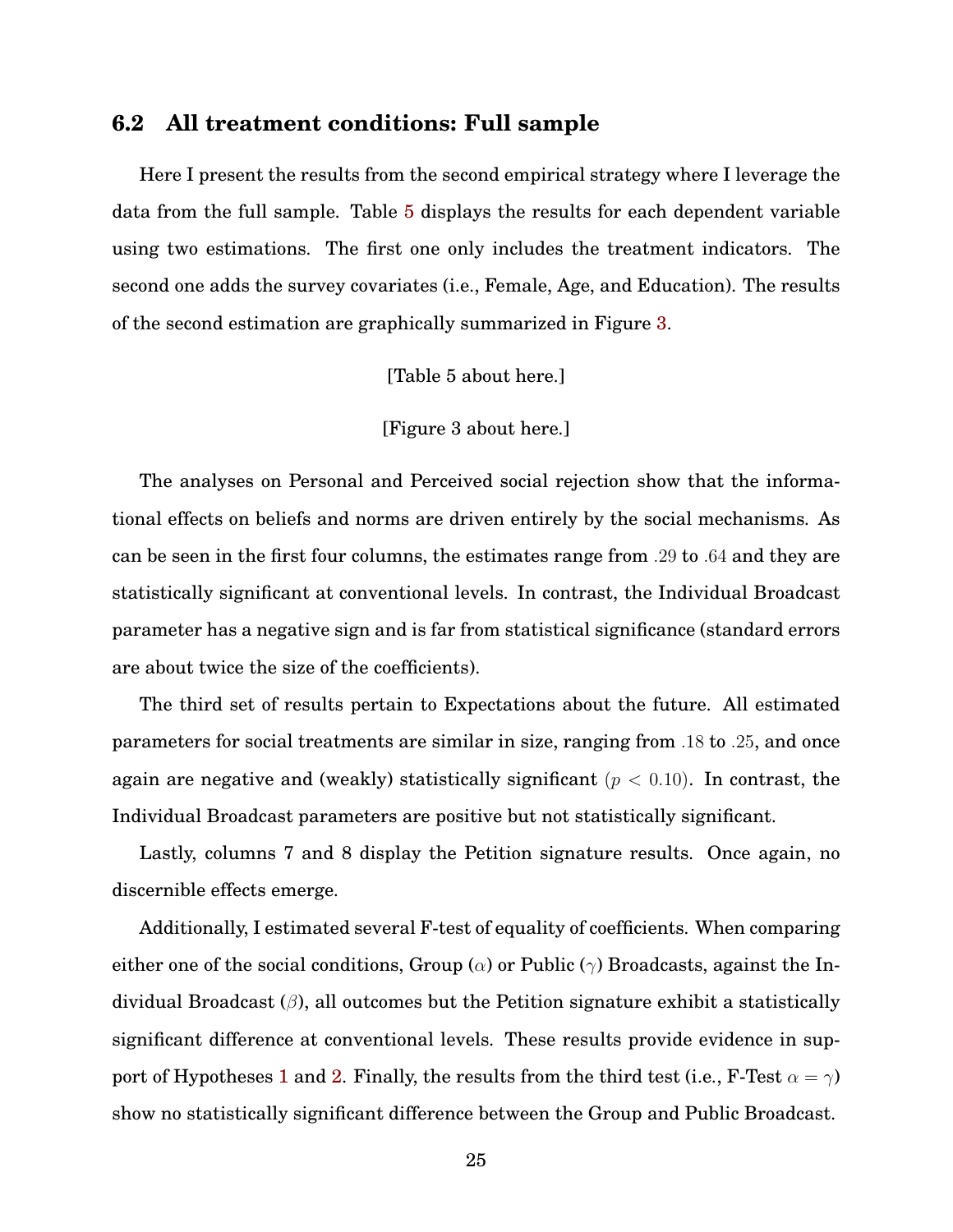## 6.2 All treatment conditions: Full sample

Here I present the results from the second empirical strategy where I leverage the data from the full sample. Table 5 displays the results for each dependent variable using two estimations. The first one only includes the treatment indicators. The second one adds the survey covariates (i.e., Female, Age, and Education). The results of the second estimation are graphically summarized in Figure 3.

[Table 5 about here.]

[Figure 3 about here.]

The analyses on Personal and Perceived social rejection show that the informational effects on beliefs and norms are driven entirely by the social mechanisms. As can be seen in the first four columns, the estimates range from $.29$ to $.64$ and they are statistically significant at conventional levels. In contrast, the Individual Broadcast parameter has a negative sign and is far from statistical significance (standard errors are about twice the size of the coefficients).

The third set of results pertain to Expectations about the future. All estimated parameters for social treatments are similar in size, ranging from $.18$ to $.25$, and once again are negative and (weakly) statistically significant ($p < 0.10$). In contrast, the Individual Broadcast parameters are positive but not statistically significant.

Lastly, columns 7 and 8 display the Petition signature results. Once again, no discernible effects emerge.

Additionally, I estimated several F-test of equality of coefficients. When comparing either one of the social conditions, Group ($\alpha$) or Public ($\gamma$) Broadcasts, against the Individual Broadcast ($\beta$), all outcomes but the Petition signature exhibit a statistically significant difference at conventional levels. These results provide evidence in support of Hypotheses 1 and 2. Finally, the results from the third test (i.e., F-Test $\alpha = \gamma$) show no statistically significant difference between the Group and Public Broadcast.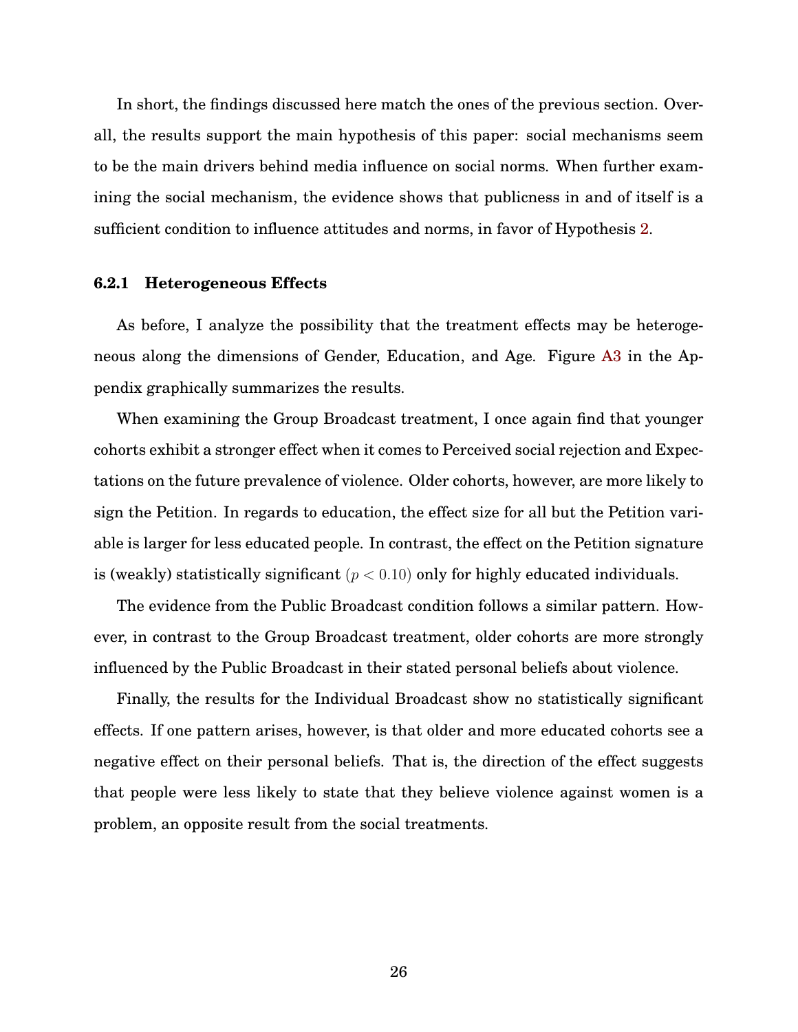In short, the findings discussed here match the ones of the previous section. Overall, the results support the main hypothesis of this paper: social mechanisms seem to be the main drivers behind media influence on social norms. When further examining the social mechanism, the evidence shows that publicness in and of itself is a sufficient condition to influence attitudes and norms, in favor of Hypothesis 2.

### 6.2.1 Heterogeneous Effects

As before, I analyze the possibility that the treatment effects may be heterogeneous along the dimensions of Gender, Education, and Age. Figure A3 in the Appendix graphically summarizes the results.

When examining the Group Broadcast treatment, I once again find that younger cohorts exhibit a stronger effect when it comes to Perceived social rejection and Expectations on the future prevalence of violence. Older cohorts, however, are more likely to sign the Petition. In regards to education, the effect size for all but the Petition variable is larger for less educated people. In contrast, the effect on the Petition signature is (weakly) statistically significant ($p < 0.10$) only for highly educated individuals.

The evidence from the Public Broadcast condition follows a similar pattern. However, in contrast to the Group Broadcast treatment, older cohorts are more strongly influenced by the Public Broadcast in their stated personal beliefs about violence.

Finally, the results for the Individual Broadcast show no statistically significant effects. If one pattern arises, however, is that older and more educated cohorts see a negative effect on their personal beliefs. That is, the direction of the effect suggests that people were less likely to state that they believe violence against women is a problem, an opposite result from the social treatments.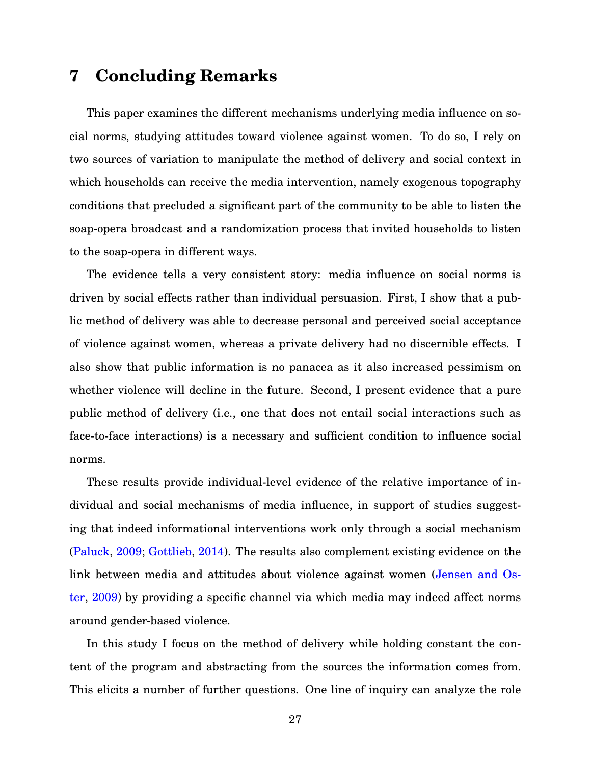# 7 Concluding Remarks

This paper examines the different mechanisms underlying media influence on social norms, studying attitudes toward violence against women. To do so, I rely on two sources of variation to manipulate the method of delivery and social context in which households can receive the media intervention, namely exogenous topography conditions that precluded a significant part of the community to be able to listen the soap-opera broadcast and a randomization process that invited households to listen to the soap-opera in different ways.

The evidence tells a very consistent story: media influence on social norms is driven by social effects rather than individual persuasion. First, I show that a public method of delivery was able to decrease personal and perceived social acceptance of violence against women, whereas a private delivery had no discernible effects. I also show that public information is no panacea as it also increased pessimism on whether violence will decline in the future. Second, I present evidence that a pure public method of delivery (i.e., one that does not entail social interactions such as face-to-face interactions) is a necessary and sufficient condition to influence social norms.

These results provide individual-level evidence of the relative importance of individual and social mechanisms of media influence, in support of studies suggesting that indeed informational interventions work only through a social mechanism (Paluck, 2009; Gottlieb, 2014). The results also complement existing evidence on the link between media and attitudes about violence against women (Jensen and Oster, 2009) by providing a specific channel via which media may indeed affect norms around gender-based violence.

In this study I focus on the method of delivery while holding constant the content of the program and abstracting from the sources the information comes from. This elicits a number of further questions. One line of inquiry can analyze the role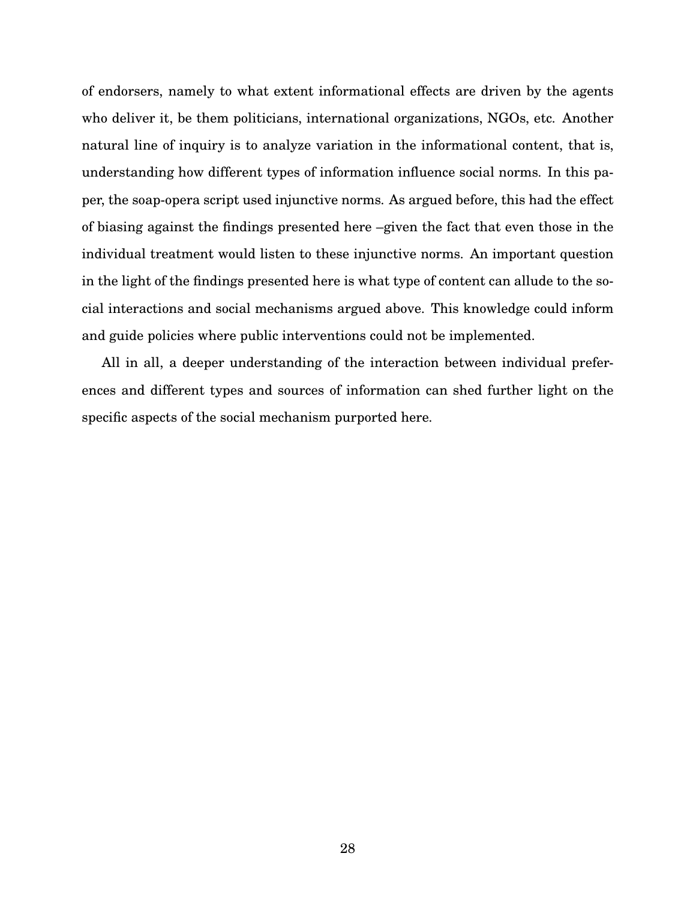of endorsers, namely to what extent informational effects are driven by the agents who deliver it, be them politicians, international organizations, NGOs, etc. Another natural line of inquiry is to analyze variation in the informational content, that is, understanding how different types of information influence social norms. In this paper, the soap-opera script used injunctive norms. As argued before, this had the effect of biasing against the findings presented here –given the fact that even those in the individual treatment would listen to these injunctive norms. An important question in the light of the findings presented here is what type of content can allude to the social interactions and social mechanisms argued above. This knowledge could inform and guide policies where public interventions could not be implemented.

All in all, a deeper understanding of the interaction between individual preferences and different types and sources of information can shed further light on the specific aspects of the social mechanism purported here.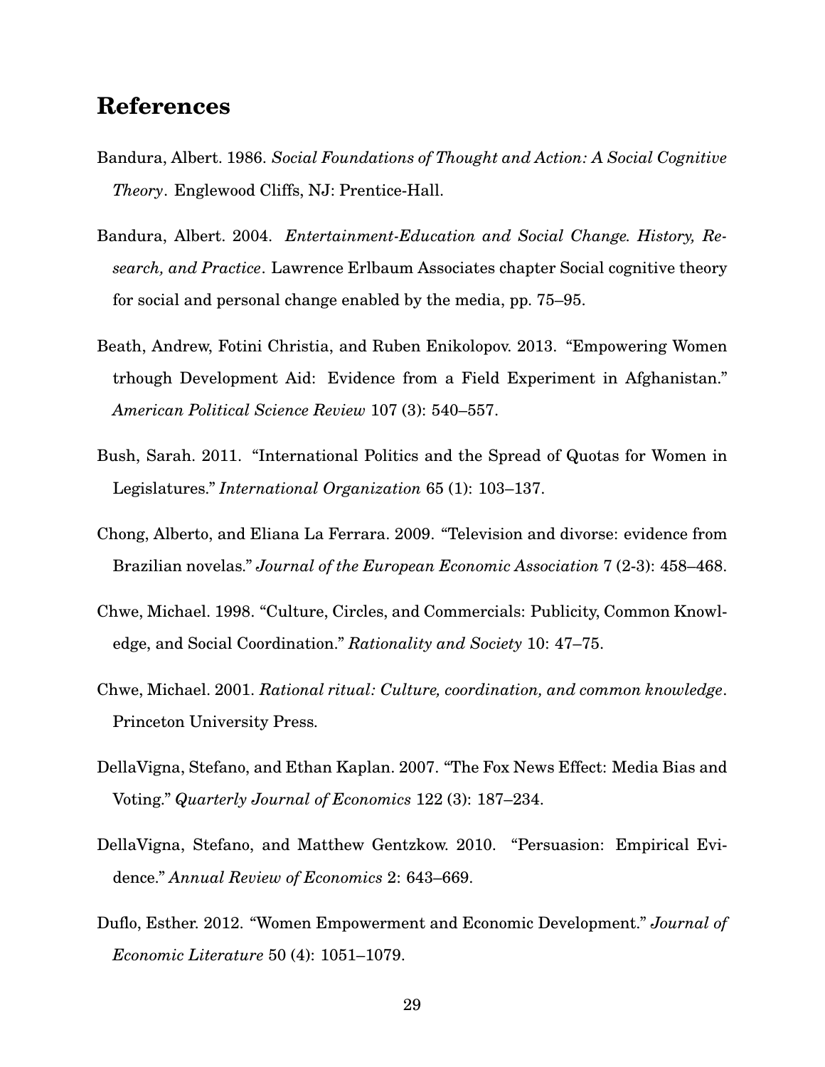## References

Bandura, Albert. 1986. *Social Foundations of Thought and Action: A Social Cognitive Theory*. Englewood Cliffs, NJ: Prentice-Hall.

Bandura, Albert. 2004. *Entertainment-Education and Social Change. History, Research, and Practice*. Lawrence Erlbaum Associates chapter Social cognitive theory for social and personal change enabled by the media, pp. 75–95.

Beath, Andrew, Fotini Christia, and Ruben Enikolopov. 2013. "Empowering Women trhough Development Aid: Evidence from a Field Experiment in Afghanistan." *American Political Science Review* 107 (3): 540–557.

Bush, Sarah. 2011. "International Politics and the Spread of Quotas for Women in Legislatures." *International Organization* 65 (1): 103–137.

Chong, Alberto, and Eliana La Ferrara. 2009. "Television and divorse: evidence from Brazilian novelas." *Journal of the European Economic Association* 7 (2-3): 458–468.

Chwe, Michael. 1998. "Culture, Circles, and Commercials: Publicity, Common Knowledge, and Social Coordination." *Rationality and Society* 10: 47–75.

Chwe, Michael. 2001. *Rational ritual: Culture, coordination, and common knowledge*. Princeton University Press.

DellaVigna, Stefano, and Ethan Kaplan. 2007. "The Fox News Effect: Media Bias and Voting." *Quarterly Journal of Economics* 122 (3): 187–234.

DellaVigna, Stefano, and Matthew Gentzkow. 2010. "Persuasion: Empirical Evidence." *Annual Review of Economics* 2: 643–669.

Duflo, Esther. 2012. "Women Empowerment and Economic Development." *Journal of Economic Literature* 50 (4): 1051–1079.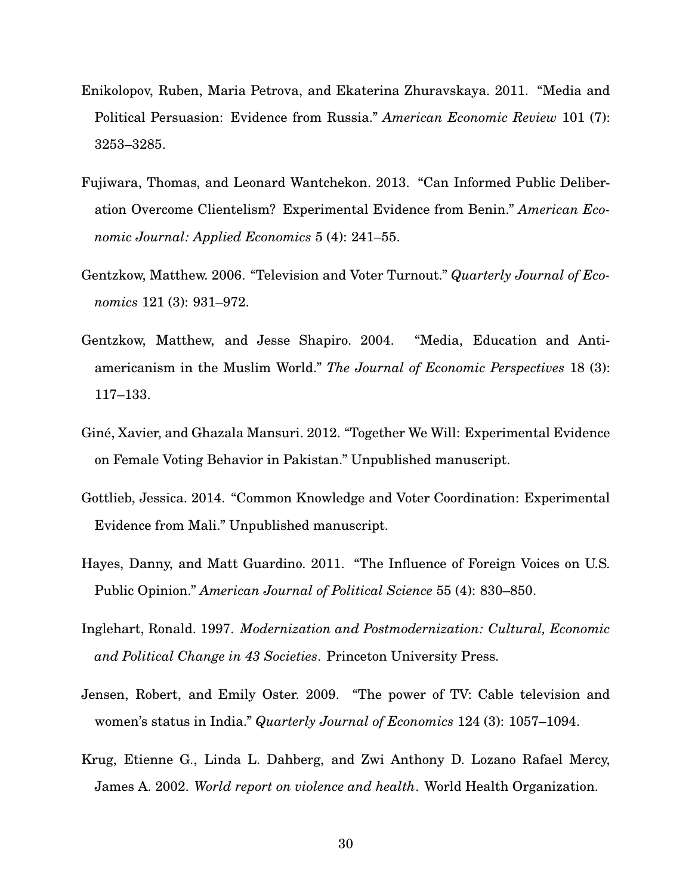Enikolopov, Ruben, Maria Petrova, and Ekaterina Zhuravskaya. 2011. "Media and Political Persuasion: Evidence from Russia." *American Economic Review* 101 (7): 3253–3285.

Fujiwara, Thomas, and Leonard Wantchekon. 2013. "Can Informed Public Deliberation Overcome Clientelism? Experimental Evidence from Benin." *American Economic Journal: Applied Economics* 5 (4): 241–55.

Gentzkow, Matthew. 2006. "Television and Voter Turnout." *Quarterly Journal of Economics* 121 (3): 931–972.

Gentzkow, Matthew, and Jesse Shapiro. 2004. "Media, Education and Anti-americanism in the Muslim World." *The Journal of Economic Perspectives* 18 (3): 117–133.

Giné, Xavier, and Ghazala Mansuri. 2012. "Together We Will: Experimental Evidence on Female Voting Behavior in Pakistan." Unpublished manuscript.

Gottlieb, Jessica. 2014. "Common Knowledge and Voter Coordination: Experimental Evidence from Mali." Unpublished manuscript.

Hayes, Danny, and Matt Guardino. 2011. "The Influence of Foreign Voices on U.S. Public Opinion." *American Journal of Political Science* 55 (4): 830–850.

Inglehart, Ronald. 1997. *Modernization and Postmodernization: Cultural, Economic and Political Change in 43 Societies*. Princeton University Press.

Jensen, Robert, and Emily Oster. 2009. "The power of TV: Cable television and women's status in India." *Quarterly Journal of Economics* 124 (3): 1057–1094.

Krug, Etienne G., Linda L. Dahberg, and Zwi Anthony D. Lozano Rafael Mercy, James A. 2002. *World report on violence and health*. World Health Organization.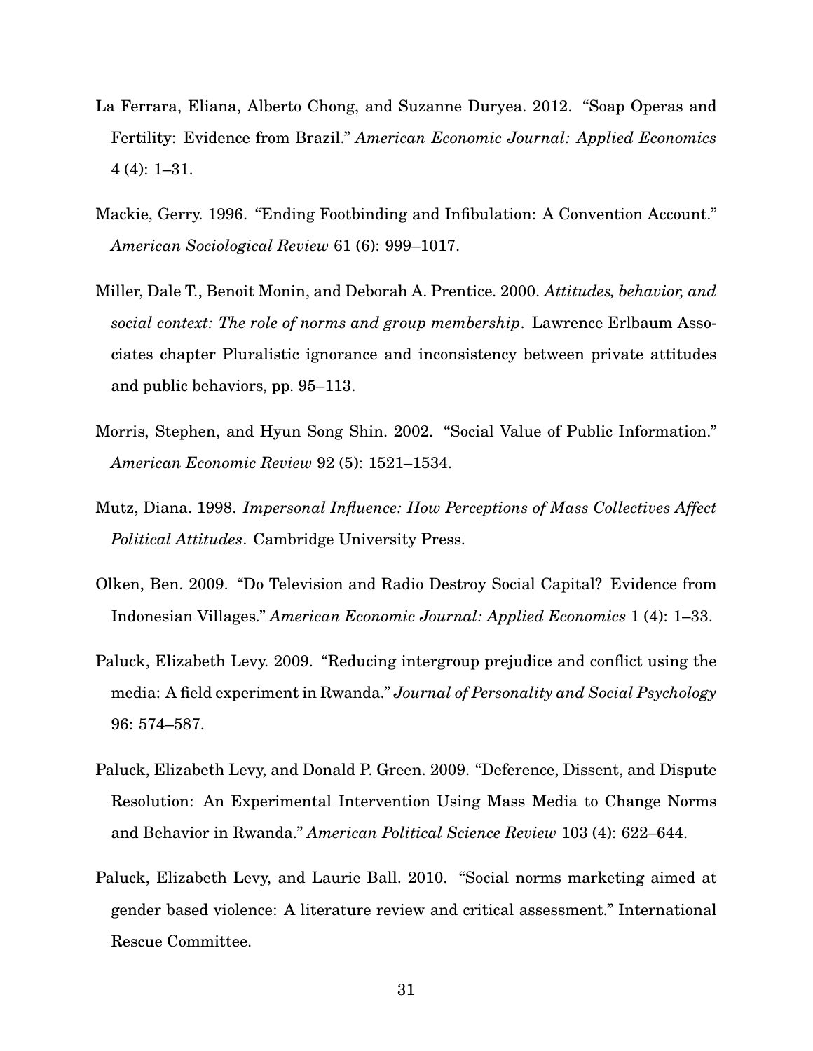La Ferrara, Eliana, Alberto Chong, and Suzanne Duryea. 2012. "Soap Operas and Fertility: Evidence from Brazil." *American Economic Journal: Applied Economics* 4 (4): 1–31.

Mackie, Gerry. 1996. "Ending Footbinding and Infibulation: A Convention Account." *American Sociological Review* 61 (6): 999–1017.

Miller, Dale T., Benoit Monin, and Deborah A. Prentice. 2000. *Attitudes, behavior, and social context: The role of norms and group membership*. Lawrence Erlbaum Associates chapter Pluralistic ignorance and inconsistency between private attitudes and public behaviors, pp. 95–113.

Morris, Stephen, and Hyun Song Shin. 2002. "Social Value of Public Information." *American Economic Review* 92 (5): 1521–1534.

Mutz, Diana. 1998. *Impersonal Influence: How Perceptions of Mass Collectives Affect Political Attitudes*. Cambridge University Press.

Olken, Ben. 2009. "Do Television and Radio Destroy Social Capital? Evidence from Indonesian Villages." *American Economic Journal: Applied Economics* 1 (4): 1–33.

Paluck, Elizabeth Levy. 2009. "Reducing intergroup prejudice and conflict using the media: A field experiment in Rwanda." *Journal of Personality and Social Psychology* 96: 574–587.

Paluck, Elizabeth Levy, and Donald P. Green. 2009. "Deference, Dissent, and Dispute Resolution: An Experimental Intervention Using Mass Media to Change Norms and Behavior in Rwanda." *American Political Science Review* 103 (4): 622–644.

Paluck, Elizabeth Levy, and Laurie Ball. 2010. "Social norms marketing aimed at gender based violence: A literature review and critical assessment." International Rescue Committee.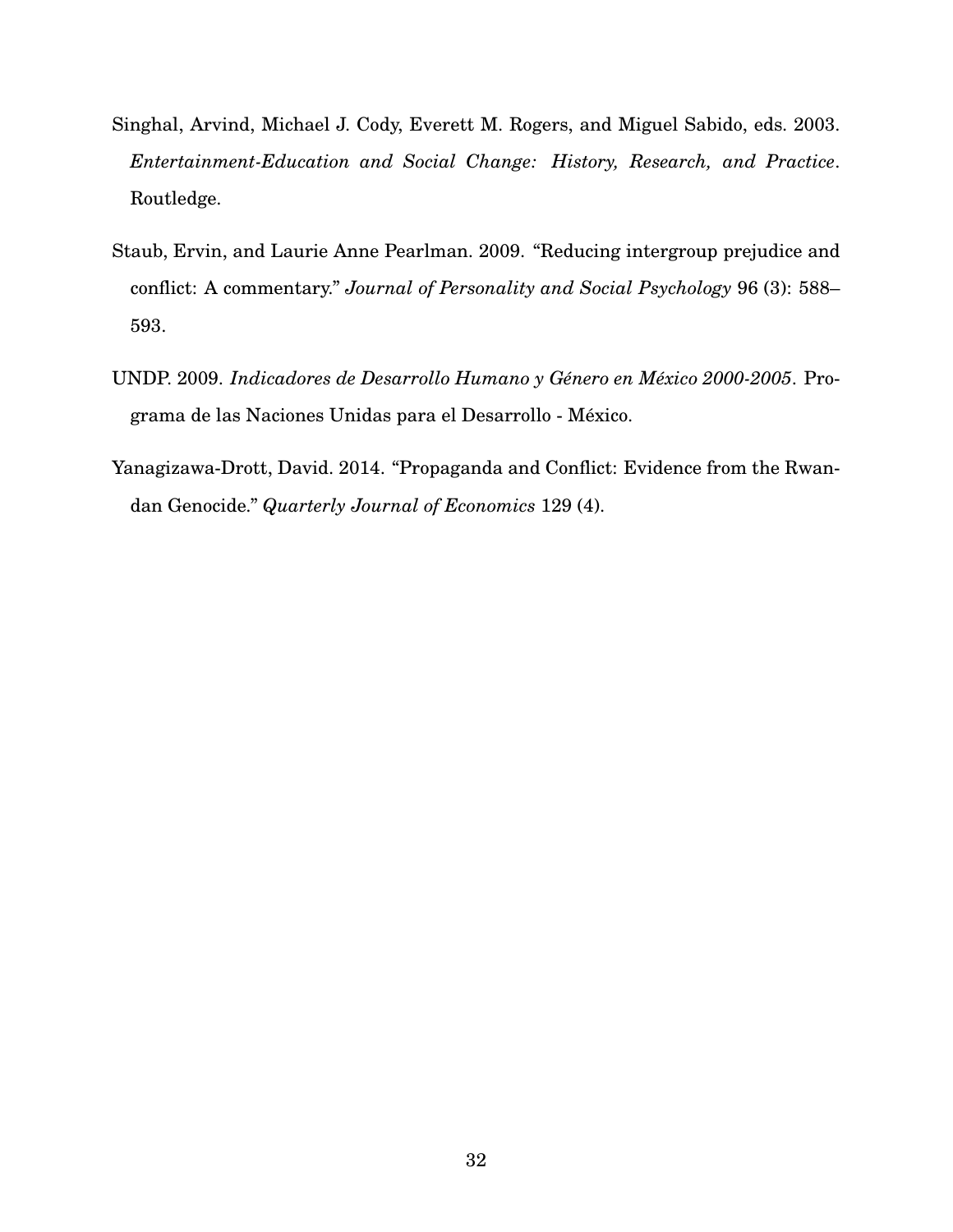Singhal, Arvind, Michael J. Cody, Everett M. Rogers, and Miguel Sabido, eds. 2003. *Entertainment-Education and Social Change: History, Research, and Practice*. Routledge.

Staub, Ervin, and Laurie Anne Pearlman. 2009. "Reducing intergroup prejudice and conflict: A commentary." *Journal of Personality and Social Psychology* 96 (3): 588–593.

UNDP. 2009. *Indicadores de Desarrollo Humano y Género en México 2000-2005*. Programa de las Naciones Unidas para el Desarrollo - México.

Yanagizawa-Drott, David. 2014. "Propaganda and Conflict: Evidence from the Rwandan Genocide." *Quarterly Journal of Economics* 129 (4).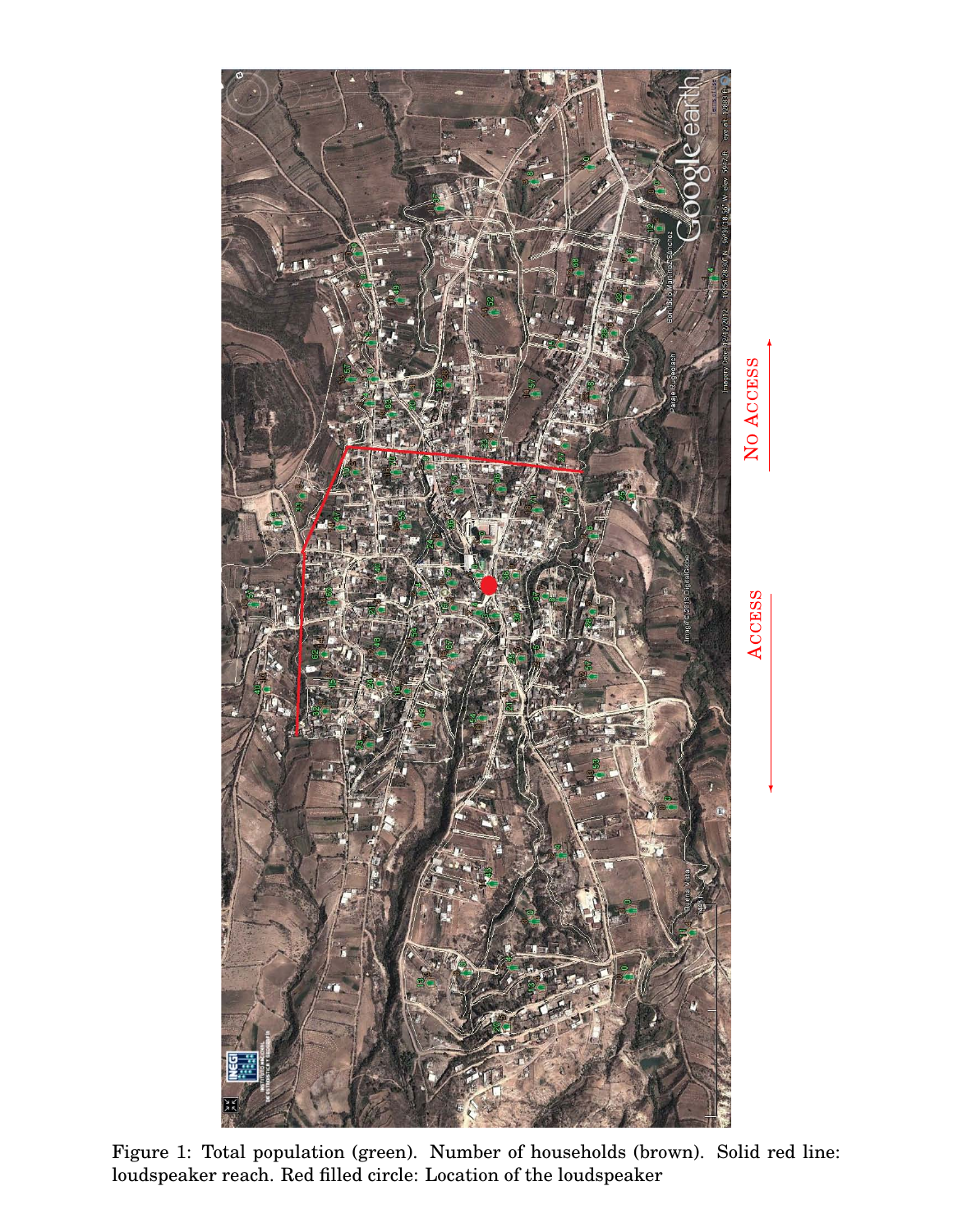Figure 1: Total population (green). Number of households (brown). Solid red line: loudspeaker reach. Red filled circle: Location of the loudspeaker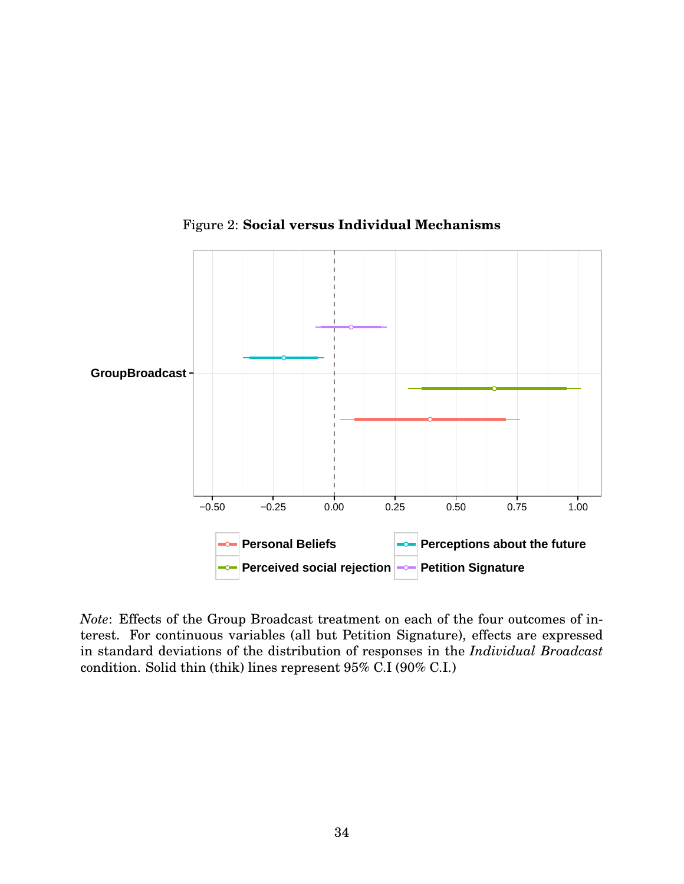Figure 2: **Social versus Individual Mechanisms**

*Note*: Effects of the Group Broadcast treatment on each of the four outcomes of interest. For continuous variables (all but Petition Signature), effects are expressed in standard deviations of the distribution of responses in the *Individual Broadcast* condition. Solid thin (thik) lines represent 95% C.I (90% C.I.)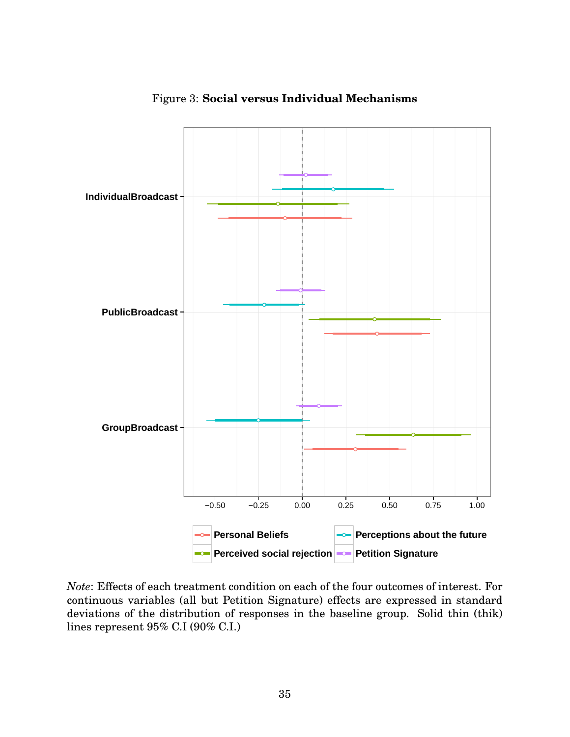Figure 3: **Social versus Individual Mechanisms**

*Note*: Effects of each treatment condition on each of the four outcomes of interest. For continuous variables (all but Petition Signature) effects are expressed in standard deviations of the distribution of responses in the baseline group. Solid thin (thik) lines represent 95% C.I (90% C.I.)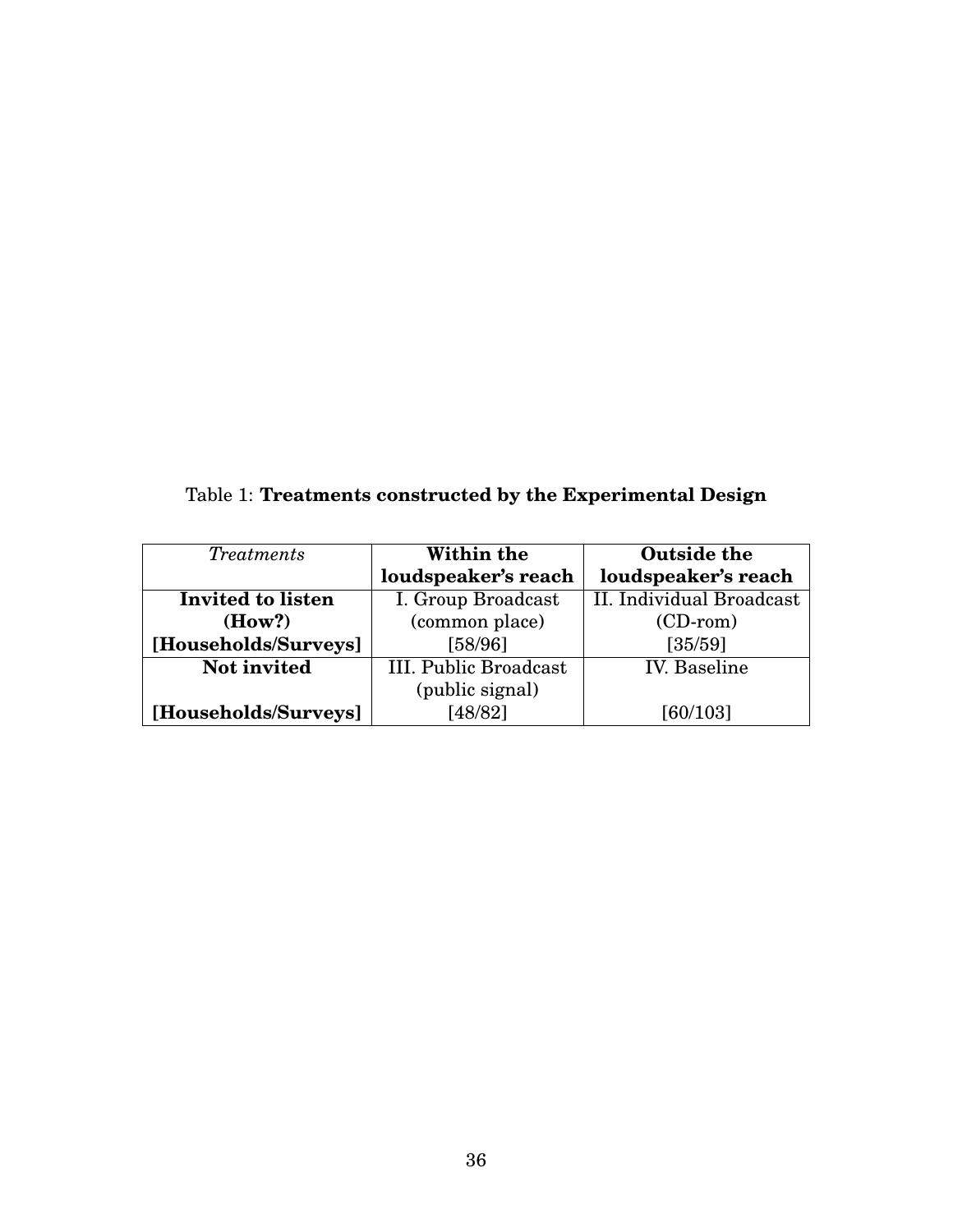Table 1: **Treatments constructed by the Experimental Design**

| *Treatments* | **Within the loudspeaker's reach** | **Outside the loudspeaker's reach** |
|---|---|---|
| **Invited to listen (How?) [Households/Surveys]** | I. Group Broadcast (common place) [58/96] | II. Individual Broadcast (CD-rom) [35/59] |
| **Not invited [Households/Surveys]** | III. Public Broadcast (public signal) [48/82] | IV. Baseline [60/103] |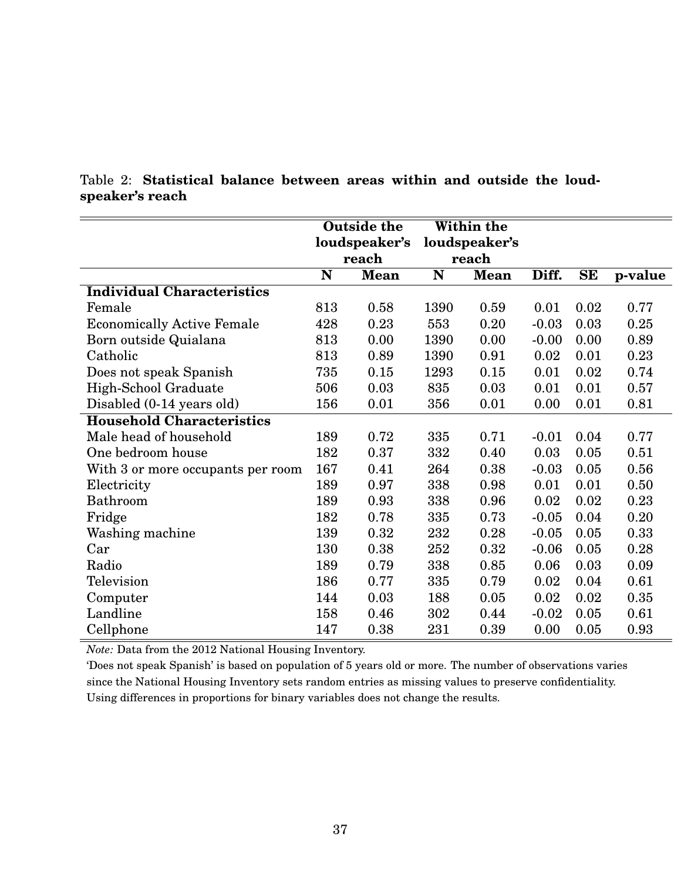Table 2: **Statistical balance between areas within and outside the loudspeaker's reach**

| | Outside the loudspeaker's reach | | Within the loudspeaker's reach | | | | |
|---|---|---|---|---|---|---|---|
| | **N** | **Mean** | **N** | **Mean** | **Diff.** | **SE** | **p-value** |
| **Individual Characteristics** | | | | | | | |
| Female | 813 | 0.58 | 1390 | 0.59 | 0.01 | 0.02 | 0.77 |
| Economically Active Female | 428 | 0.23 | 553 | 0.20 | -0.03 | 0.03 | 0.25 |
| Born outside Quialana | 813 | 0.00 | 1390 | 0.00 | -0.00 | 0.00 | 0.89 |
| Catholic | 813 | 0.89 | 1390 | 0.91 | 0.02 | 0.01 | 0.23 |
| Does not speak Spanish | 735 | 0.15 | 1293 | 0.15 | 0.01 | 0.02 | 0.74 |
| High-School Graduate | 506 | 0.03 | 835 | 0.03 | 0.01 | 0.01 | 0.57 |
| Disabled (0-14 years old) | 156 | 0.01 | 356 | 0.01 | 0.00 | 0.01 | 0.81 |
| **Household Characteristics** | | | | | | | |
| Male head of household | 189 | 0.72 | 335 | 0.71 | -0.01 | 0.04 | 0.77 |
| One bedroom house | 182 | 0.37 | 332 | 0.40 | 0.03 | 0.05 | 0.51 |
| With 3 or more occupants per room | 167 | 0.41 | 264 | 0.38 | -0.03 | 0.05 | 0.56 |
| Electricity | 189 | 0.97 | 338 | 0.98 | 0.01 | 0.01 | 0.50 |
| Bathroom | 189 | 0.93 | 338 | 0.96 | 0.02 | 0.02 | 0.23 |
| Fridge | 182 | 0.78 | 335 | 0.73 | -0.05 | 0.04 | 0.20 |
| Washing machine | 139 | 0.32 | 232 | 0.28 | -0.05 | 0.05 | 0.33 |
| Car | 130 | 0.38 | 252 | 0.32 | -0.06 | 0.05 | 0.28 |
| Radio | 189 | 0.79 | 338 | 0.85 | 0.06 | 0.03 | 0.09 |
| Television | 186 | 0.77 | 335 | 0.79 | 0.02 | 0.04 | 0.61 |
| Computer | 144 | 0.03 | 188 | 0.05 | 0.02 | 0.02 | 0.35 |
| Landline | 158 | 0.46 | 302 | 0.44 | -0.02 | 0.05 | 0.61 |
| Cellphone | 147 | 0.38 | 231 | 0.39 | 0.00 | 0.05 | 0.93 |

*Note:* Data from the 2012 National Housing Inventory.
'Does not speak Spanish' is based on population of 5 years old or more. The number of observations varies since the National Housing Inventory sets random entries as missing values to preserve confidentiality. Using differences in proportions for binary variables does not change the results.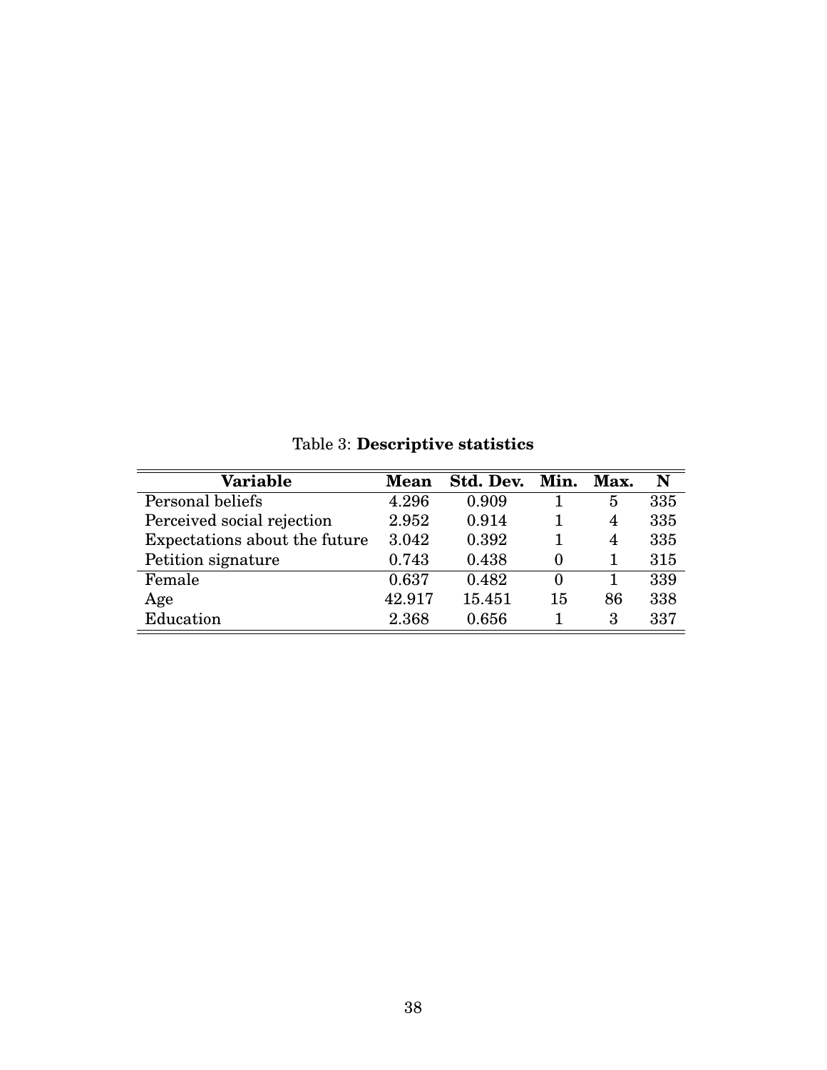Table 3: **Descriptive statistics**

| Variable | Mean | Std. Dev. | Min. | Max. | N |
|---|---|---|---|---|---|
| Personal beliefs | 4.296 | 0.909 | 1 | 5 | 335 |
| Perceived social rejection | 2.952 | 0.914 | 1 | 4 | 335 |
| Expectations about the future | 3.042 | 0.392 | 1 | 4 | 335 |
| Petition signature | 0.743 | 0.438 | 0 | 1 | 315 |
| Female | 0.637 | 0.482 | 0 | 1 | 339 |
| Age | 42.917 | 15.451 | 15 | 86 | 338 |
| Education | 2.368 | 0.656 | 1 | 3 | 337 |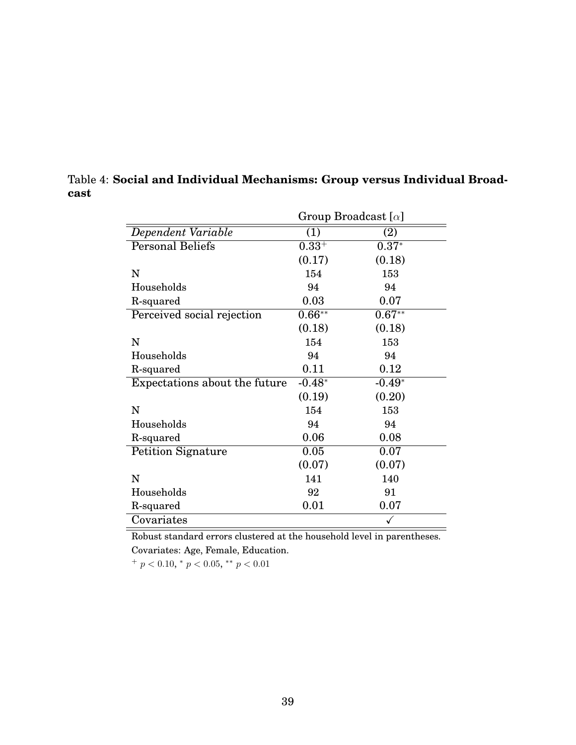Table 4: **Social and Individual Mechanisms: Group versus Individual Broadcast**

| | Group Broadcast [$\alpha$] | |
|---|---|---|
| *Dependent Variable* | (1) | (2) |
| Personal Beliefs | $0.33^{+}$ | $0.37^{*}$ |
| | (0.17) | (0.18) |
| N | 154 | 153 |
| Households | 94 | 94 |
| R-squared | 0.03 | 0.07 |
| Perceived social rejection | $0.66^{**}$ | $0.67^{**}$ |
| | (0.18) | (0.18) |
| N | 154 | 153 |
| Households | 94 | 94 |
| R-squared | 0.11 | 0.12 |
| Expectations about the future | $-0.48^{*}$ | $-0.49^{*}$ |
| | (0.19) | (0.20) |
| N | 154 | 153 |
| Households | 94 | 94 |
| R-squared | 0.06 | 0.08 |
| Petition Signature | 0.05 | 0.07 |
| | (0.07) | (0.07) |
| N | 141 | 140 |
| Households | 92 | 91 |
| R-squared | 0.01 | 0.07 |
| Covariates | | ✓ |

Robust standard errors clustered at the household level in parentheses.

Covariates: Age, Female, Education.

$^{+}$ $p < 0.10$, $^{*}$ $p < 0.05$, $^{**}$ $p < 0.01$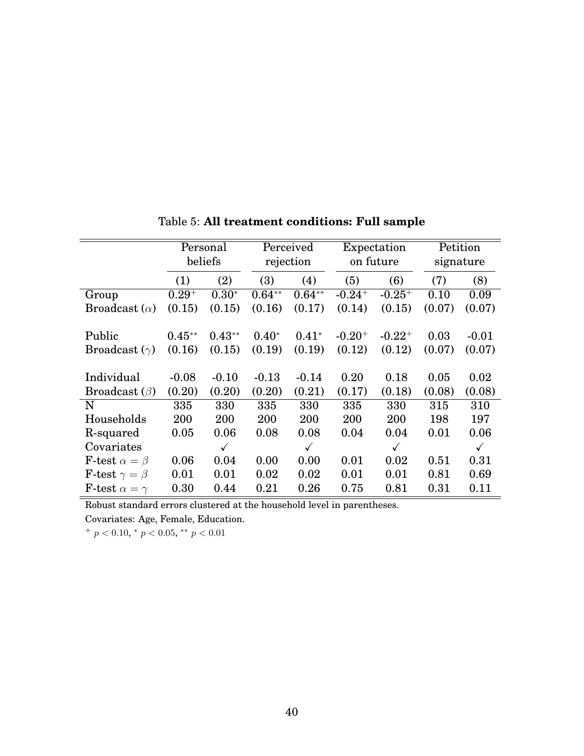Table 5: **All treatment conditions: Full sample**

| | Personal beliefs | | Perceived rejection | | Expectation on future | | Petition signature | |
|---|---|---|---|---|---|---|---|---|
| | (1) | (2) | (3) | (4) | (5) | (6) | (7) | (8) |
| Group Broadcast ($\alpha$) | $0.29^{+}$ | $0.30^{*}$ | $0.64^{**}$ | $0.64^{**}$ | $-0.24^{+}$ | $-0.25^{+}$ | 0.10 | 0.09 |
| | (0.15) | (0.15) | (0.16) | (0.17) | (0.14) | (0.15) | (0.07) | (0.07) |
| Public Broadcast ($\gamma$) | $0.45^{**}$ | $0.43^{**}$ | $0.40^{*}$ | $0.41^{*}$ | $-0.20^{+}$ | $-0.22^{+}$ | 0.03 | -0.01 |
| | (0.16) | (0.15) | (0.19) | (0.19) | (0.12) | (0.12) | (0.07) | (0.07) |
| Individual Broadcast ($\beta$) | -0.08 | -0.10 | -0.13 | -0.14 | 0.20 | 0.18 | 0.05 | 0.02 |
| | (0.20) | (0.20) | (0.20) | (0.21) | (0.17) | (0.18) | (0.08) | (0.08) |
| N | 335 | 330 | 335 | 330 | 335 | 330 | 315 | 310 |
| Households | 200 | 200 | 200 | 200 | 200 | 200 | 198 | 197 |
| R-squared | 0.05 | 0.06 | 0.08 | 0.08 | 0.04 | 0.04 | 0.01 | 0.06 |
| Covariates | | ✓ | | ✓ | | ✓ | | ✓ |
| F-test $\alpha = \beta$ | 0.06 | 0.04 | 0.00 | 0.00 | 0.01 | 0.02 | 0.51 | 0.31 |
| F-test $\gamma = \beta$ | 0.01 | 0.01 | 0.02 | 0.02 | 0.01 | 0.01 | 0.81 | 0.69 |
| F-test $\alpha = \gamma$ | 0.30 | 0.44 | 0.21 | 0.26 | 0.75 | 0.81 | 0.31 | 0.11 |

Robust standard errors clustered at the household level in parentheses.

Covariates: Age, Female, Education.

$^{+}$ $p < 0.10$, $^{*}$ $p < 0.05$, $^{**}$ $p < 0.01$